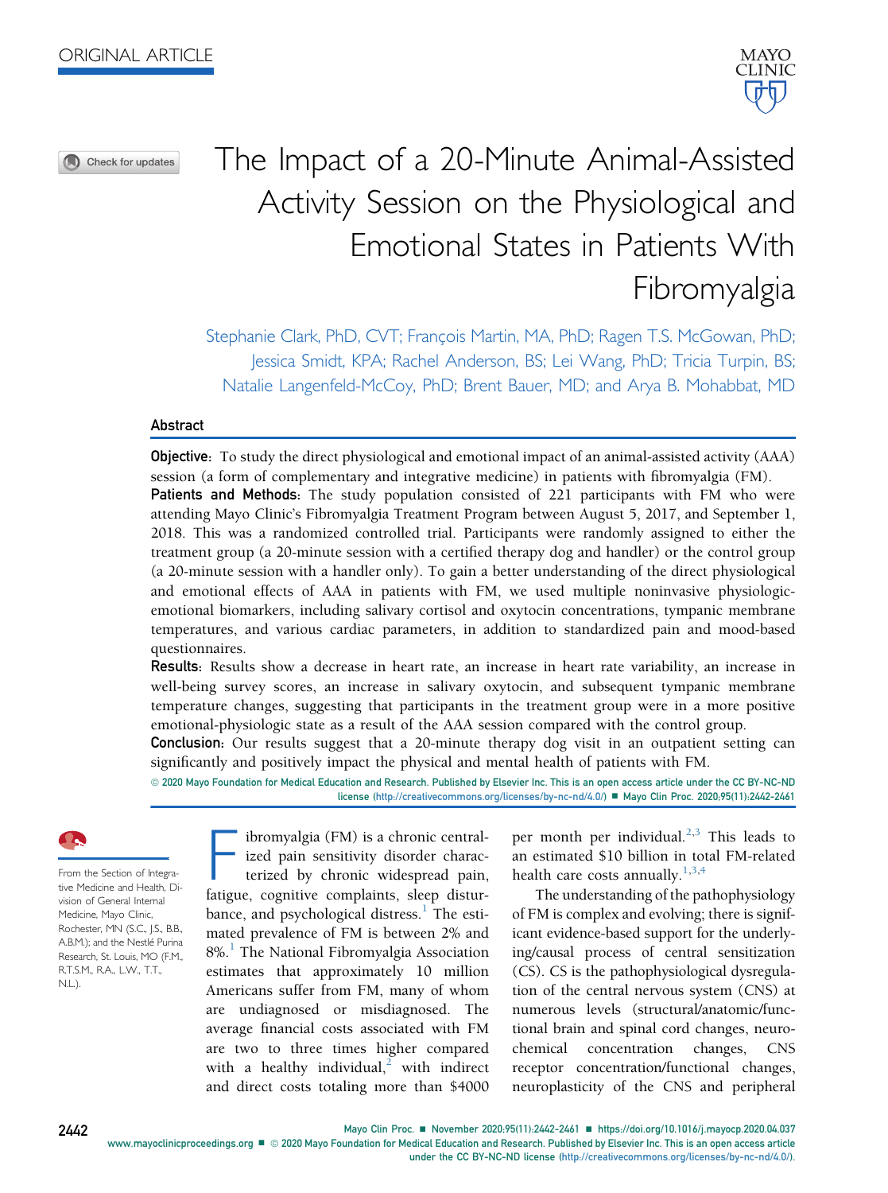ORIGINAL ARTICLE

# The Impact of a 20-Minute Animal-Assisted Activity Session on the Physiological and Emotional States in Patients With Fibromyalgia

Stephanie Clark, PhD, CVT; François Martin, MA, PhD; Ragen T.S. McGowan, PhD; Jessica Smidt, KPA; Rachel Anderson, BS; Lei Wang, PhD; Tricia Turpin, BS; Natalie Langenfeld-McCoy, PhD; Brent Bauer, MD; and Arya B. Mohabbat, MD

## Abstract

**Objective:** To study the direct physiological and emotional impact of an animal-assisted activity (AAA) session (a form of complementary and integrative medicine) in patients with fibromyalgia (FM).

**Patients and Methods:** The study population consisted of 221 participants with FM who were attending Mayo Clinic's Fibromyalgia Treatment Program between August 5, 2017, and September 1, 2018. This was a randomized controlled trial. Participants were randomly assigned to either the treatment group (a 20-minute session with a certified therapy dog and handler) or the control group (a 20-minute session with a handler only). To gain a better understanding of the direct physiological and emotional effects of AAA in patients with FM, we used multiple noninvasive physiologic-emotional biomarkers, including salivary cortisol and oxytocin concentrations, tympanic membrane temperatures, and various cardiac parameters, in addition to standardized pain and mood-based questionnaires.

**Results:** Results show a decrease in heart rate, an increase in heart rate variability, an increase in well-being survey scores, an increase in salivary oxytocin, and subsequent tympanic membrane temperature changes, suggesting that participants in the treatment group were in a more positive emotional-physiologic state as a result of the AAA session compared with the control group.

**Conclusion:** Our results suggest that a 20-minute therapy dog visit in an outpatient setting can significantly and positively impact the physical and mental health of patients with FM.

© 2020 Mayo Foundation for Medical Education and Research. Published by Elsevier Inc. This is an open access article under the CC BY-NC-ND license (http://creativecommons.org/licenses/by-nc-nd/4.0/) ■ Mayo Clin Proc. 2020;95(11):2442-2461

From the Section of Integrative Medicine and Health, Division of General Internal Medicine, Mayo Clinic, Rochester, MN (S.C., J.S., B.B., A.B.M.); and the Nestlé Purina Research, St. Louis, MO (F.M., R.T.S.M., R.A., L.W., T.T., N.L.).

Fibromyalgia (FM) is a chronic centralized pain sensitivity disorder characterized by chronic widespread pain, fatigue, cognitive complaints, sleep disturbance, and psychological distress.[1] The estimated prevalence of FM is between 2% and 8%.[1] The National Fibromyalgia Association estimates that approximately 10 million Americans suffer from FM, many of whom are undiagnosed or misdiagnosed. The average financial costs associated with FM are two to three times higher compared with a healthy individual,[2] with indirect and direct costs totaling more than $4000 per month per individual.[2,3] This leads to an estimated $10 billion in total FM-related health care costs annually.[1,3,4]

The understanding of the pathophysiology of FM is complex and evolving; there is significant evidence-based support for the underlying/causal process of central sensitization (CS). CS is the pathophysiological dysregulation of the central nervous system (CNS) at numerous levels (structural/anatomic/functional brain and spinal cord changes, neurochemical concentration changes, CNS receptor concentration/functional changes, neuroplasticity of the CNS and peripheral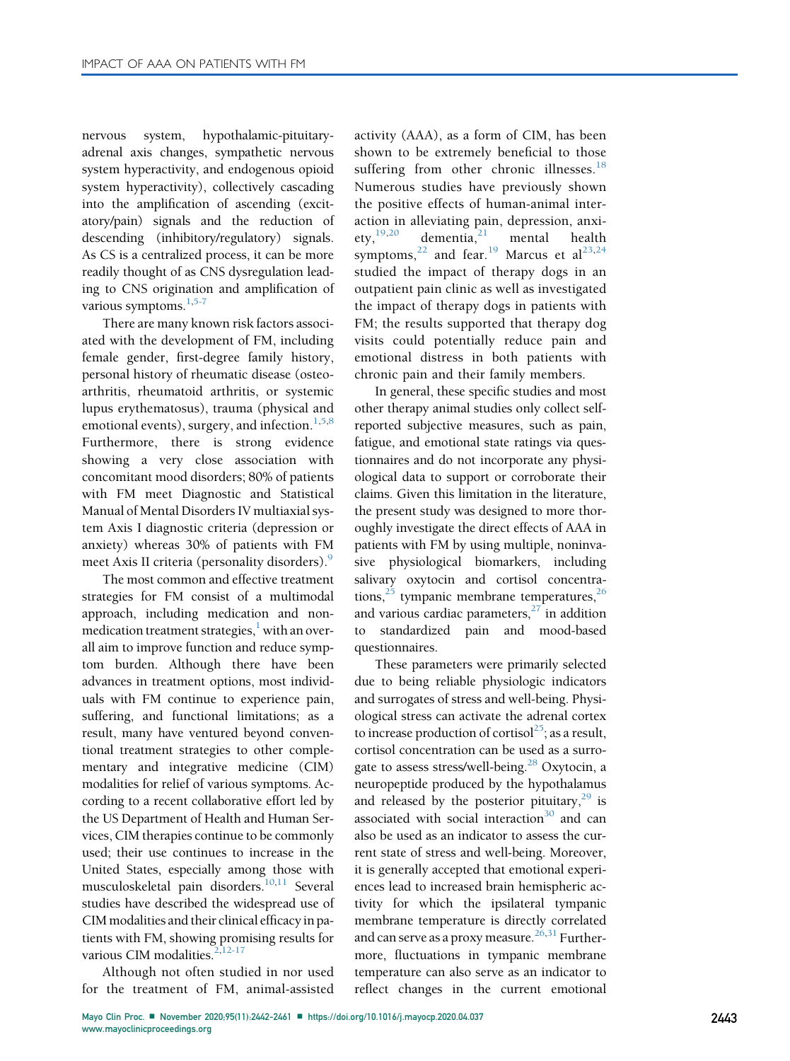nervous system, hypothalamic-pituitary-adrenal axis changes, sympathetic nervous system hyperactivity, and endogenous opioid system hyperactivity), collectively cascading into the amplification of ascending (excitatory/pain) signals and the reduction of descending (inhibitory/regulatory) signals. As CS is a centralized process, it can be more readily thought of as CNS dysregulation leading to CNS origination and amplification of various symptoms.[1,5-7]

There are many known risk factors associated with the development of FM, including female gender, first-degree family history, personal history of rheumatic disease (osteoarthritis, rheumatoid arthritis, or systemic lupus erythematosus), trauma (physical and emotional events), surgery, and infection.[1,5,8] Furthermore, there is strong evidence showing a very close association with concomitant mood disorders; 80% of patients with FM meet Diagnostic and Statistical Manual of Mental Disorders IV multiaxial system Axis I diagnostic criteria (depression or anxiety) whereas 30% of patients with FM meet Axis II criteria (personality disorders).[9]

The most common and effective treatment strategies for FM consist of a multimodal approach, including medication and non-medication treatment strategies,[1] with an overall aim to improve function and reduce symptom burden. Although there have been advances in treatment options, most individuals with FM continue to experience pain, suffering, and functional limitations; as a result, many have ventured beyond conventional treatment strategies to other complementary and integrative medicine (CIM) modalities for relief of various symptoms. According to a recent collaborative effort led by the US Department of Health and Human Services, CIM therapies continue to be commonly used; their use continues to increase in the United States, especially among those with musculoskeletal pain disorders.[10,11] Several studies have described the widespread use of CIM modalities and their clinical efficacy in patients with FM, showing promising results for various CIM modalities.[2,12-17]

Although not often studied in nor used for the treatment of FM, animal-assisted activity (AAA), as a form of CIM, has been shown to be extremely beneficial to those suffering from other chronic illnesses.[18] Numerous studies have previously shown the positive effects of human-animal interaction in alleviating pain, depression, anxiety,[19,20] dementia,[21] mental health symptoms,[22] and fear.[19] Marcus et al[23,24] studied the impact of therapy dogs in an outpatient pain clinic as well as investigated the impact of therapy dogs in patients with FM; the results supported that therapy dog visits could potentially reduce pain and emotional distress in both patients with chronic pain and their family members.

In general, these specific studies and most other therapy animal studies only collect self-reported subjective measures, such as pain, fatigue, and emotional state ratings via questionnaires and do not incorporate any physiological data to support or corroborate their claims. Given this limitation in the literature, the present study was designed to more thoroughly investigate the direct effects of AAA in patients with FM by using multiple, noninvasive physiological biomarkers, including salivary oxytocin and cortisol concentrations,[25] tympanic membrane temperatures,[26] and various cardiac parameters,[27] in addition to standardized pain and mood-based questionnaires.

These parameters were primarily selected due to being reliable physiologic indicators and surrogates of stress and well-being. Physiological stress can activate the adrenal cortex to increase production of cortisol[25]; as a result, cortisol concentration can be used as a surrogate to assess stress/well-being.[28] Oxytocin, a neuropeptide produced by the hypothalamus and released by the posterior pituitary,[29] is associated with social interaction[30] and can also be used as an indicator to assess the current state of stress and well-being. Moreover, it is generally accepted that emotional experiences lead to increased brain hemispheric activity for which the ipsilateral tympanic membrane temperature is directly correlated and can serve as a proxy measure.[26,31] Furthermore, fluctuations in tympanic membrane temperature can also serve as an indicator to reflect changes in the current emotional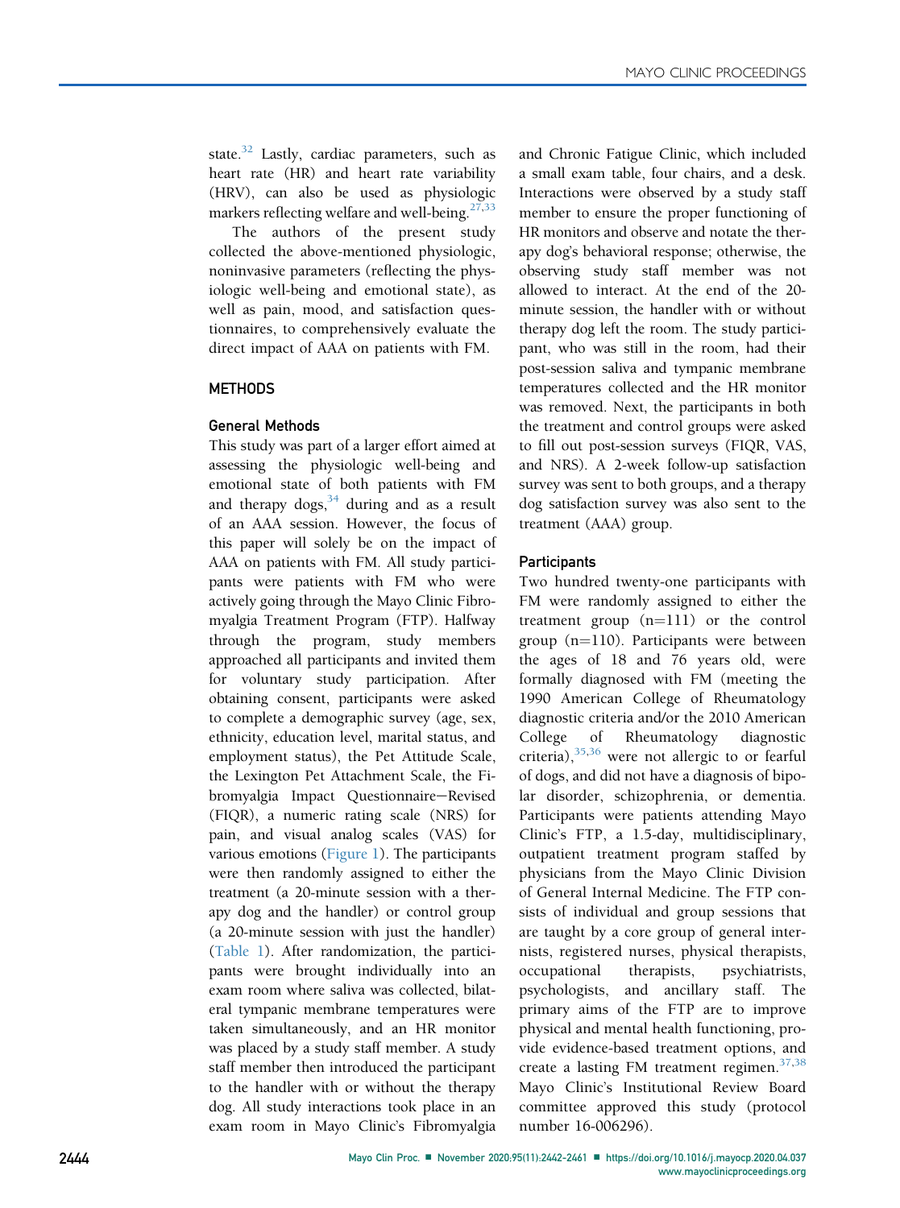state.[32] Lastly, cardiac parameters, such as heart rate (HR) and heart rate variability (HRV), can also be used as physiologic markers reflecting welfare and well-being.[27,33]

The authors of the present study collected the above-mentioned physiologic, noninvasive parameters (reflecting the physiologic well-being and emotional state), as well as pain, mood, and satisfaction questionnaires, to comprehensively evaluate the direct impact of AAA on patients with FM.

## METHODS

### General Methods

This study was part of a larger effort aimed at assessing the physiologic well-being and emotional state of both patients with FM and therapy dogs,[34] during and as a result of an AAA session. However, the focus of this paper will solely be on the impact of AAA on patients with FM. All study participants were patients with FM who were actively going through the Mayo Clinic Fibromyalgia Treatment Program (FTP). Halfway through the program, study members approached all participants and invited them for voluntary study participation. After obtaining consent, participants were asked to complete a demographic survey (age, sex, ethnicity, education level, marital status, and employment status), the Pet Attitude Scale, the Lexington Pet Attachment Scale, the Fibromyalgia Impact Questionnaire—Revised (FIQR), a numeric rating scale (NRS) for pain, and visual analog scales (VAS) for various emotions (Figure 1). The participants were then randomly assigned to either the treatment (a 20-minute session with a therapy dog and the handler) or control group (a 20-minute session with just the handler) (Table 1). After randomization, the participants were brought individually into an exam room where saliva was collected, bilateral tympanic membrane temperatures were taken simultaneously, and an HR monitor was placed by a study staff member. A study staff member then introduced the participant to the handler with or without the therapy dog. All study interactions took place in an exam room in Mayo Clinic's Fibromyalgia and Chronic Fatigue Clinic, which included a small exam table, four chairs, and a desk. Interactions were observed by a study staff member to ensure the proper functioning of HR monitors and observe and notate the therapy dog's behavioral response; otherwise, the observing study staff member was not allowed to interact. At the end of the 20-minute session, the handler with or without therapy dog left the room. The study participant, who was still in the room, had their post-session saliva and tympanic membrane temperatures collected and the HR monitor was removed. Next, the participants in both the treatment and control groups were asked to fill out post-session surveys (FIQR, VAS, and NRS). A 2-week follow-up satisfaction survey was sent to both groups, and a therapy dog satisfaction survey was also sent to the treatment (AAA) group.

### Participants

Two hundred twenty-one participants with FM were randomly assigned to either the treatment group (n=111) or the control group (n=110). Participants were between the ages of 18 and 76 years old, were formally diagnosed with FM (meeting the 1990 American College of Rheumatology diagnostic criteria and/or the 2010 American College of Rheumatology diagnostic criteria),[35,36] were not allergic to or fearful of dogs, and did not have a diagnosis of bipolar disorder, schizophrenia, or dementia. Participants were patients attending Mayo Clinic's FTP, a 1.5-day, multidisciplinary, outpatient treatment program staffed by physicians from the Mayo Clinic Division of General Internal Medicine. The FTP consists of individual and group sessions that are taught by a core group of general internists, registered nurses, physical therapists, occupational therapists, psychiatrists, psychologists, and ancillary staff. The primary aims of the FTP are to improve physical and mental health functioning, provide evidence-based treatment options, and create a lasting FM treatment regimen.[37,38] Mayo Clinic's Institutional Review Board committee approved this study (protocol number 16-006296).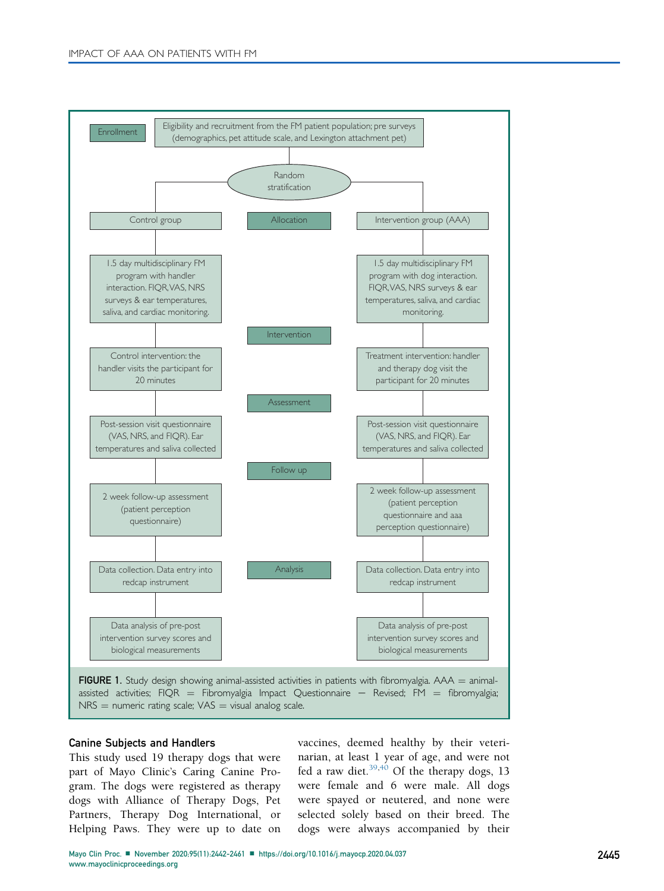Enrollment

Eligibility and recruitment from the FM patient population; pre surveys (demographics, pet attitude scale, and Lexington attachment pet)

Random stratification

Allocation

| Control group | Intervention group (AAA) |
| --- | --- |
| 1.5 day multidisciplinary FM program with handler interaction. FIQR, VAS, NRS surveys & ear temperatures, saliva, and cardiac monitoring. | 1.5 day multidisciplinary FM program with dog interaction. FIQR, VAS, NRS surveys & ear temperatures, saliva, and cardiac monitoring. |

Intervention

| Control group | Intervention group (AAA) |
| --- | --- |
| Control intervention: the handler visits the participant for 20 minutes | Treatment intervention: handler and therapy dog visit the participant for 20 minutes |

Assessment

| Control group | Intervention group (AAA) |
| --- | --- |
| Post-session visit questionnaire (VAS, NRS, and FIQR). Ear temperatures and saliva collected | Post-session visit questionnaire (VAS, NRS, and FIQR). Ear temperatures and saliva collected |

Follow up

| Control group | Intervention group (AAA) |
| --- | --- |
| 2 week follow-up assessment (patient perception questionnaire) | 2 week follow-up assessment (patient perception questionnaire and aaa perception questionnaire) |

Analysis

| Control group | Intervention group (AAA) |
| --- | --- |
| Data collection. Data entry into redcap instrument | Data collection. Data entry into redcap instrument |
| Data analysis of pre-post intervention survey scores and biological measurements | Data analysis of pre-post intervention survey scores and biological measurements |

**FIGURE 1.** Study design showing animal-assisted activities in patients with fibromyalgia. AAA = animal-assisted activities; FIQR = Fibromyalgia Impact Questionnaire − Revised; FM = fibromyalgia; NRS = numeric rating scale; VAS = visual analog scale.

### Canine Subjects and Handlers

This study used 19 therapy dogs that were part of Mayo Clinic's Caring Canine Program. The dogs were registered as therapy dogs with Alliance of Therapy Dogs, Pet Partners, Therapy Dog International, or Helping Paws. They were up to date on vaccines, deemed healthy by their veterinarian, at least 1 year of age, and were not fed a raw diet.[39,40] Of the therapy dogs, 13 were female and 6 were male. All dogs were spayed or neutered, and none were selected solely based on their breed. The dogs were always accompanied by their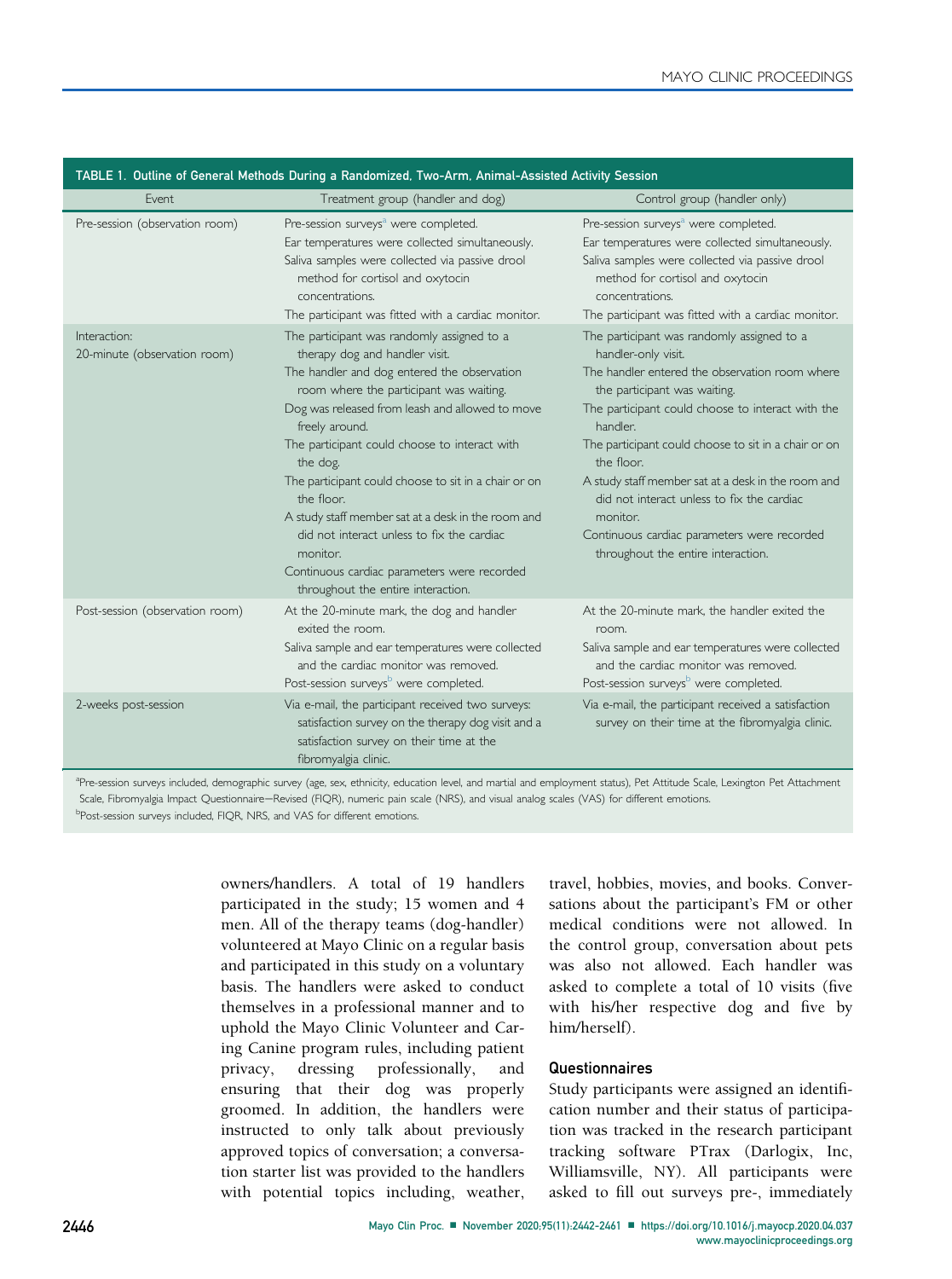TABLE 1. Outline of General Methods During a Randomized, Two-Arm, Animal-Assisted Activity Session

| Event | Treatment group (handler and dog) | Control group (handler only) |
|---|---|---|
| Pre-session (observation room) | Pre-session surveys[a] were completed. Ear temperatures were collected simultaneously. Saliva samples were collected via passive drool method for cortisol and oxytocin concentrations. The participant was fitted with a cardiac monitor. | Pre-session surveys[a] were completed. Ear temperatures were collected simultaneously. Saliva samples were collected via passive drool method for cortisol and oxytocin concentrations. The participant was fitted with a cardiac monitor. |
| Interaction: 20-minute (observation room) | The participant was randomly assigned to a therapy dog and handler visit. The handler and dog entered the observation room where the participant was waiting. Dog was released from leash and allowed to move freely around. The participant could choose to interact with the dog. The participant could choose to sit in a chair or on the floor. A study staff member sat at a desk in the room and did not interact unless to fix the cardiac monitor. Continuous cardiac parameters were recorded throughout the entire interaction. | The participant was randomly assigned to a handler-only visit. The handler entered the observation room where the participant was waiting. The participant could choose to interact with the handler. The participant could choose to sit in a chair or on the floor. A study staff member sat at a desk in the room and did not interact unless to fix the cardiac monitor. Continuous cardiac parameters were recorded throughout the entire interaction. |
| Post-session (observation room) | At the 20-minute mark, the dog and handler exited the room. Saliva sample and ear temperatures were collected and the cardiac monitor was removed. Post-session surveys[b] were completed. | At the 20-minute mark, the handler exited the room. Saliva sample and ear temperatures were collected and the cardiac monitor was removed. Post-session surveys[b] were completed. |
| 2-weeks post-session | Via e-mail, the participant received two surveys: satisfaction survey on the therapy dog visit and a satisfaction survey on their time at the fibromyalgia clinic. | Via e-mail, the participant received a satisfaction survey on their time at the fibromyalgia clinic. |

[a]Pre-session surveys included, demographic survey (age, sex, ethnicity, education level, and martial and employment status), Pet Attitude Scale, Lexington Pet Attachment Scale, Fibromyalgia Impact Questionnaire—Revised (FIQR), numeric pain scale (NRS), and visual analog scales (VAS) for different emotions.
[b]Post-session surveys included, FIQR, NRS, and VAS for different emotions.

owners/handlers. A total of 19 handlers participated in the study; 15 women and 4 men. All of the therapy teams (dog-handler) volunteered at Mayo Clinic on a regular basis and participated in this study on a voluntary basis. The handlers were asked to conduct themselves in a professional manner and to uphold the Mayo Clinic Volunteer and Caring Canine program rules, including patient privacy, dressing professionally, and ensuring that their dog was properly groomed. In addition, the handlers were instructed to only talk about previously approved topics of conversation; a conversation starter list was provided to the handlers with potential topics including, weather, travel, hobbies, movies, and books. Conversations about the participant's FM or other medical conditions were not allowed. In the control group, conversation about pets was also not allowed. Each handler was asked to complete a total of 10 visits (five with his/her respective dog and five by him/herself).

### Questionnaires

Study participants were assigned an identification number and their status of participation was tracked in the research participant tracking software PTrax (Darlogix, Inc, Williamsville, NY). All participants were asked to fill out surveys pre-, immediately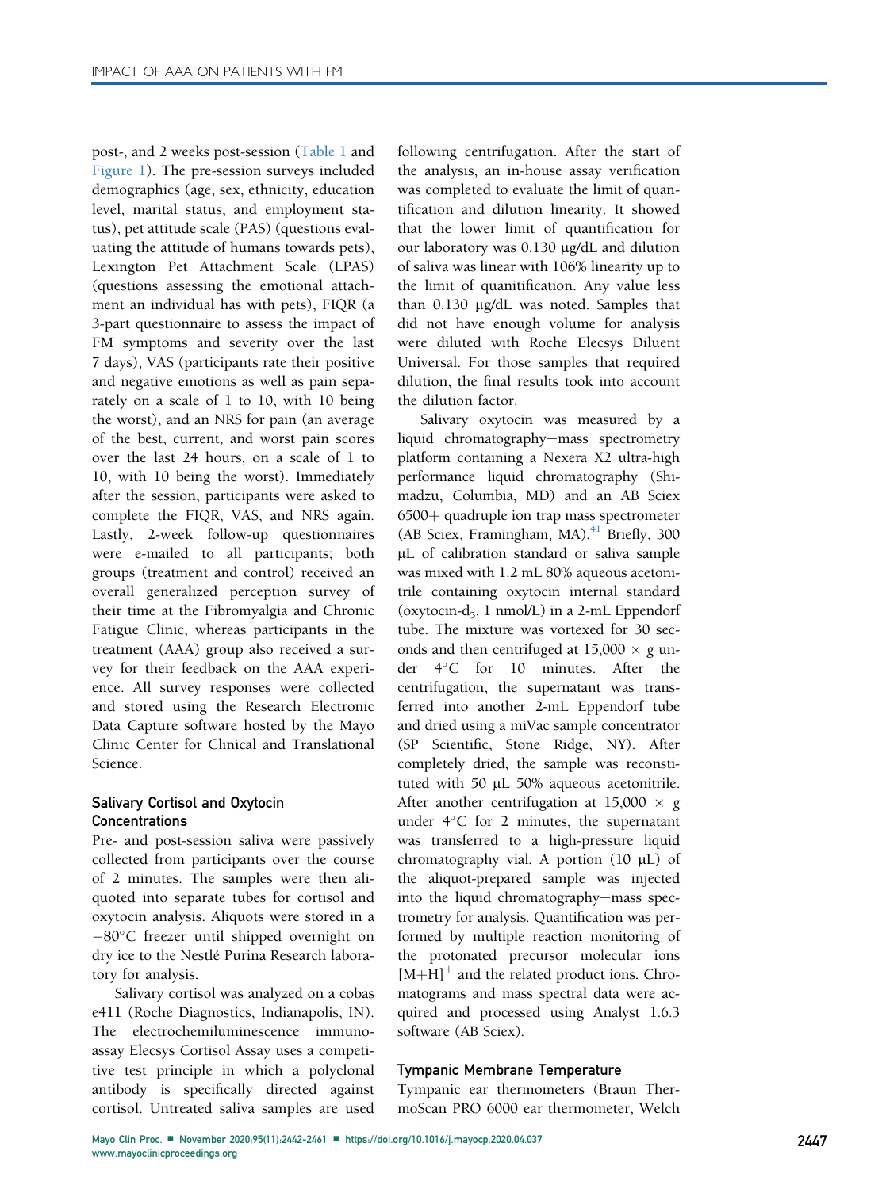post-, and 2 weeks post-session (Table 1 and Figure 1). The pre-session surveys included demographics (age, sex, ethnicity, education level, marital status, and employment status), pet attitude scale (PAS) (questions evaluating the attitude of humans towards pets), Lexington Pet Attachment Scale (LPAS) (questions assessing the emotional attachment an individual has with pets), FIQR (a 3-part questionnaire to assess the impact of FM symptoms and severity over the last 7 days), VAS (participants rate their positive and negative emotions as well as pain separately on a scale of 1 to 10, with 10 being the worst), and an NRS for pain (an average of the best, current, and worst pain scores over the last 24 hours, on a scale of 1 to 10, with 10 being the worst). Immediately after the session, participants were asked to complete the FIQR, VAS, and NRS again. Lastly, 2-week follow-up questionnaires were e-mailed to all participants; both groups (treatment and control) received an overall generalized perception survey of their time at the Fibromyalgia and Chronic Fatigue Clinic, whereas participants in the treatment (AAA) group also received a survey for their feedback on the AAA experience. All survey responses were collected and stored using the Research Electronic Data Capture software hosted by the Mayo Clinic Center for Clinical and Translational Science.

### Salivary Cortisol and Oxytocin Concentrations

Pre- and post-session saliva were passively collected from participants over the course of 2 minutes. The samples were then aliquoted into separate tubes for cortisol and oxytocin analysis. Aliquots were stored in a −80°C freezer until shipped overnight on dry ice to the Nestlé Purina Research laboratory for analysis.

Salivary cortisol was analyzed on a cobas e411 (Roche Diagnostics, Indianapolis, IN). The electrochemiluminescence immunoassay Elecsys Cortisol Assay uses a competitive test principle in which a polyclonal antibody is specifically directed against cortisol. Untreated saliva samples are used following centrifugation. After the start of the analysis, an in-house assay verification was completed to evaluate the limit of quantification and dilution linearity. It showed that the lower limit of quantification for our laboratory was 0.130 μg/dL and dilution of saliva was linear with 106% linearity up to the limit of quanitification. Any value less than 0.130 μg/dL was noted. Samples that did not have enough volume for analysis were diluted with Roche Elecsys Diluent Universal. For those samples that required dilution, the final results took into account the dilution factor.

Salivary oxytocin was measured by a liquid chromatography−mass spectrometry platform containing a Nexera X2 ultra-high performance liquid chromatography (Shimadzu, Columbia, MD) and an AB Sciex 6500+ quadruple ion trap mass spectrometer (AB Sciex, Framingham, MA).[41] Briefly, 300 μL of calibration standard or saliva sample was mixed with 1.2 mL 80% aqueous acetonitrile containing oxytocin internal standard (oxytocin-$d_5$, 1 nmol/L) in a 2-mL Eppendorf tube. The mixture was vortexed for 30 seconds and then centrifuged at 15,000 × *g* under 4°C for 10 minutes. After the centrifugation, the supernatant was transferred into another 2-mL Eppendorf tube and dried using a miVac sample concentrator (SP Scientific, Stone Ridge, NY). After completely dried, the sample was reconstituted with 50 μL 50% aqueous acetonitrile. After another centrifugation at 15,000 × *g* under 4°C for 2 minutes, the supernatant was transferred to a high-pressure liquid chromatography vial. A portion (10 μL) of the aliquot-prepared sample was injected into the liquid chromatography−mass spectrometry for analysis. Quantification was performed by multiple reaction monitoring of the protonated precursor molecular ions $[M+H]^+$ and the related product ions. Chromatograms and mass spectral data were acquired and processed using Analyst 1.6.3 software (AB Sciex).

### Tympanic Membrane Temperature

Tympanic ear thermometers (Braun ThermoScan PRO 6000 ear thermometer, Welch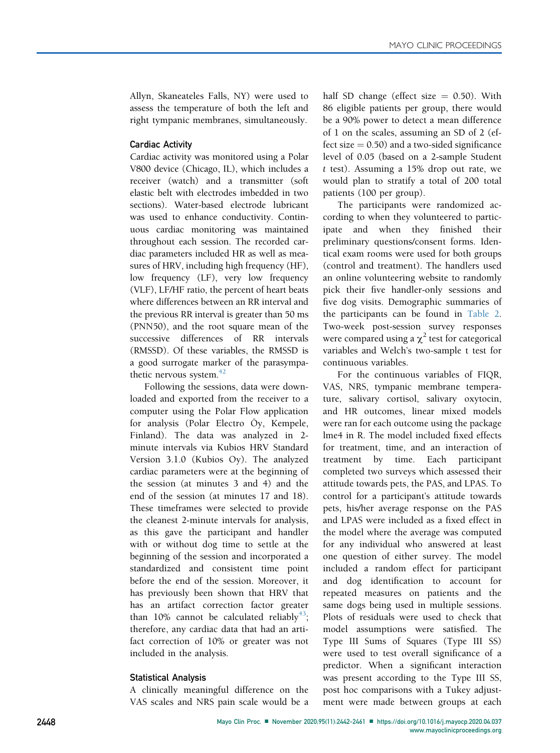Allyn, Skaneateles Falls, NY) were used to assess the temperature of both the left and right tympanic membranes, simultaneously.

### Cardiac Activity

Cardiac activity was monitored using a Polar V800 device (Chicago, IL), which includes a receiver (watch) and a transmitter (soft elastic belt with electrodes imbedded in two sections). Water-based electrode lubricant was used to enhance conductivity. Continuous cardiac monitoring was maintained throughout each session. The recorded cardiac parameters included HR as well as measures of HRV, including high frequency (HF), low frequency (LF), very low frequency (VLF), LF/HF ratio, the percent of heart beats where differences between an RR interval and the previous RR interval is greater than 50 ms (PNN50), and the root square mean of the successive differences of RR intervals (RMSSD). Of these variables, the RMSSD is a good surrogate marker of the parasympathetic nervous system.[42]

Following the sessions, data were downloaded and exported from the receiver to a computer using the Polar Flow application for analysis (Polar Electro Öy, Kempele, Finland). The data was analyzed in 2-minute intervals via Kubios HRV Standard Version 3.1.0 (Kubios Oy). The analyzed cardiac parameters were at the beginning of the session (at minutes 3 and 4) and the end of the session (at minutes 17 and 18). These timeframes were selected to provide the cleanest 2-minute intervals for analysis, as this gave the participant and handler with or without dog time to settle at the beginning of the session and incorporated a standardized and consistent time point before the end of the session. Moreover, it has previously been shown that HRV that has an artifact correction factor greater than 10% cannot be calculated reliably[43]; therefore, any cardiac data that had an artifact correction of 10% or greater was not included in the analysis.

### Statistical Analysis

A clinically meaningful difference on the VAS scales and NRS pain scale would be a half SD change (effect size = 0.50). With 86 eligible patients per group, there would be a 90% power to detect a mean difference of 1 on the scales, assuming an SD of 2 (effect size = 0.50) and a two-sided significance level of 0.05 (based on a 2-sample Student *t* test). Assuming a 15% drop out rate, we would plan to stratify a total of 200 total patients (100 per group).

The participants were randomized according to when they volunteered to participate and when they finished their preliminary questions/consent forms. Identical exam rooms were used for both groups (control and treatment). The handlers used an online volunteering website to randomly pick their five handler-only sessions and five dog visits. Demographic summaries of the participants can be found in Table 2. Two-week post-session survey responses were compared using a $\chi^2$ test for categorical variables and Welch's two-sample t test for continuous variables.

For the continuous variables of FIQR, VAS, NRS, tympanic membrane temperature, salivary cortisol, salivary oxytocin, and HR outcomes, linear mixed models were ran for each outcome using the package lme4 in R. The model included fixed effects for treatment, time, and an interaction of treatment by time. Each participant completed two surveys which assessed their attitude towards pets, the PAS, and LPAS. To control for a participant's attitude towards pets, his/her average response on the PAS and LPAS were included as a fixed effect in the model where the average was computed for any individual who answered at least one question of either survey. The model included a random effect for participant and dog identification to account for repeated measures on patients and the same dogs being used in multiple sessions. Plots of residuals were used to check that model assumptions were satisfied. The Type III Sums of Squares (Type III SS) were used to test overall significance of a predictor. When a significant interaction was present according to the Type III SS, post hoc comparisons with a Tukey adjustment were made between groups at each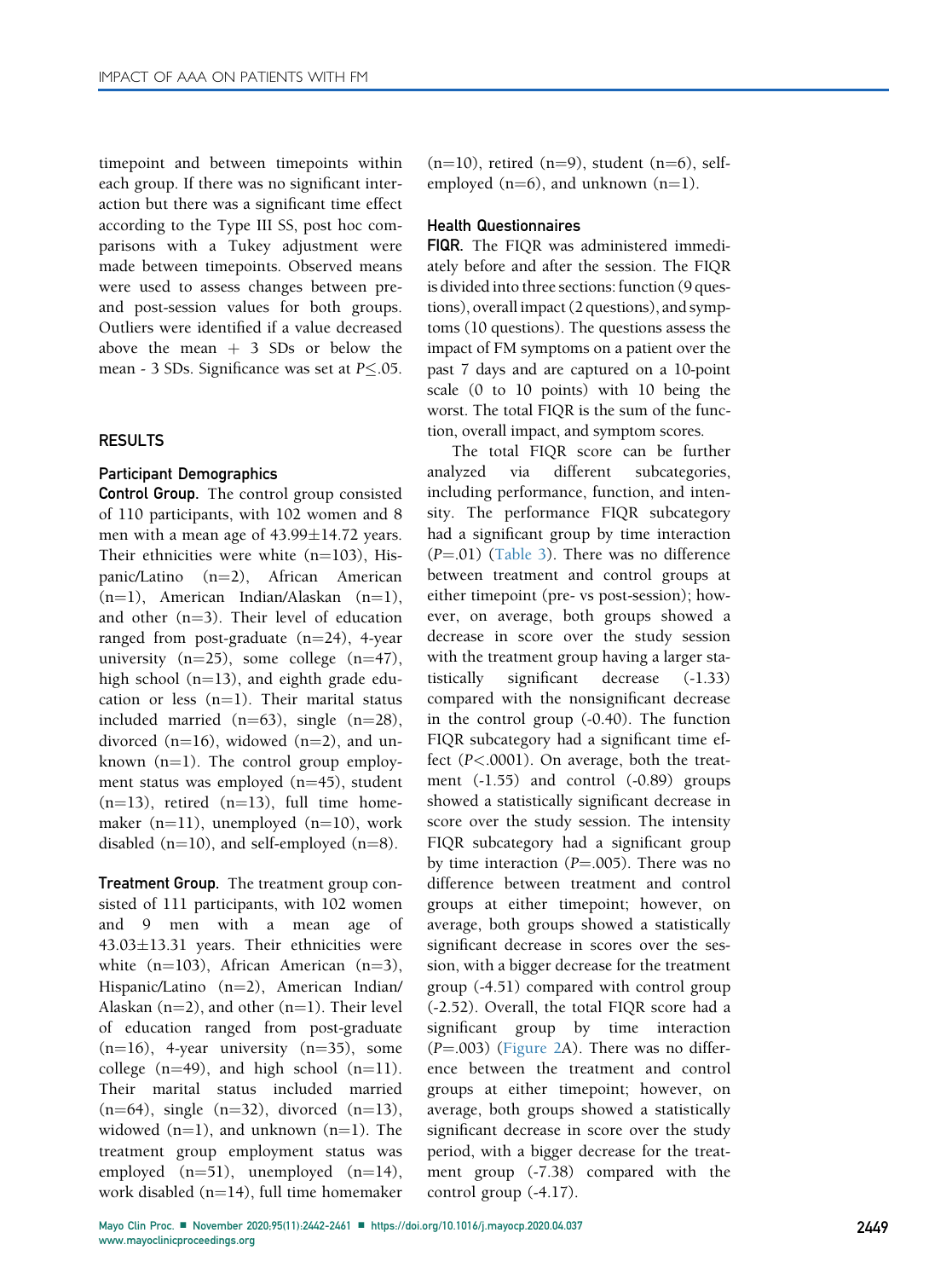timepoint and between timepoints within each group. If there was no significant interaction but there was a significant time effect according to the Type III SS, post hoc comparisons with a Tukey adjustment were made between timepoints. Observed means were used to assess changes between pre- and post-session values for both groups. Outliers were identified if a value decreased above the mean + 3 SDs or below the mean - 3 SDs. Significance was set at $P \leq .05$.

## RESULTS

### Participant Demographics

**Control Group.** The control group consisted of 110 participants, with 102 women and 8 men with a mean age of 43.99±14.72 years. Their ethnicities were white (n=103), Hispanic/Latino (n=2), African American (n=1), American Indian/Alaskan (n=1), and other (n=3). Their level of education ranged from post-graduate (n=24), 4-year university (n=25), some college (n=47), high school (n=13), and eighth grade education or less (n=1). Their marital status included married (n=63), single (n=28), divorced (n=16), widowed (n=2), and unknown (n=1). The control group employment status was employed (n=45), student (n=13), retired (n=13), full time homemaker (n=11), unemployed (n=10), work disabled (n=10), and self-employed (n=8).

**Treatment Group.** The treatment group consisted of 111 participants, with 102 women and 9 men with a mean age of 43.03±13.31 years. Their ethnicities were white (n=103), African American (n=3), Hispanic/Latino (n=2), American Indian/Alaskan (n=2), and other (n=1). Their level of education ranged from post-graduate (n=16), 4-year university (n=35), some college (n=49), and high school (n=11). Their marital status included married (n=64), single (n=32), divorced (n=13), widowed (n=1), and unknown (n=1). The treatment group employment status was employed (n=51), unemployed (n=14), work disabled (n=14), full time homemaker (n=10), retired (n=9), student (n=6), self-employed (n=6), and unknown (n=1).

### Health Questionnaires

**FIQR.** The FIQR was administered immediately before and after the session. The FIQR is divided into three sections: function (9 questions), overall impact (2 questions), and symptoms (10 questions). The questions assess the impact of FM symptoms on a patient over the past 7 days and are captured on a 10-point scale (0 to 10 points) with 10 being the worst. The total FIQR is the sum of the function, overall impact, and symptom scores.

The total FIQR score can be further analyzed via different subcategories, including performance, function, and intensity. The performance FIQR subcategory had a significant group by time interaction ($P$=.01) (Table 3). There was no difference between treatment and control groups at either timepoint (pre- vs post-session); however, on average, both groups showed a decrease in score over the study session with the treatment group having a larger statistically significant decrease (-1.33) compared with the nonsignificant decrease in the control group (-0.40). The function FIQR subcategory had a significant time effect ($P$<.0001). On average, both the treatment (-1.55) and control (-0.89) groups showed a statistically significant decrease in score over the study session. The intensity FIQR subcategory had a significant group by time interaction ($P$=.005). There was no difference between treatment and control groups at either timepoint; however, on average, both groups showed a statistically significant decrease in scores over the session, with a bigger decrease for the treatment group (-4.51) compared with control group (-2.52). Overall, the total FIQR score had a significant group by time interaction ($P$=.003) (Figure 2A). There was no difference between the treatment and control groups at either timepoint; however, on average, both groups showed a statistically significant decrease in score over the study period, with a bigger decrease for the treatment group (-7.38) compared with the control group (-4.17).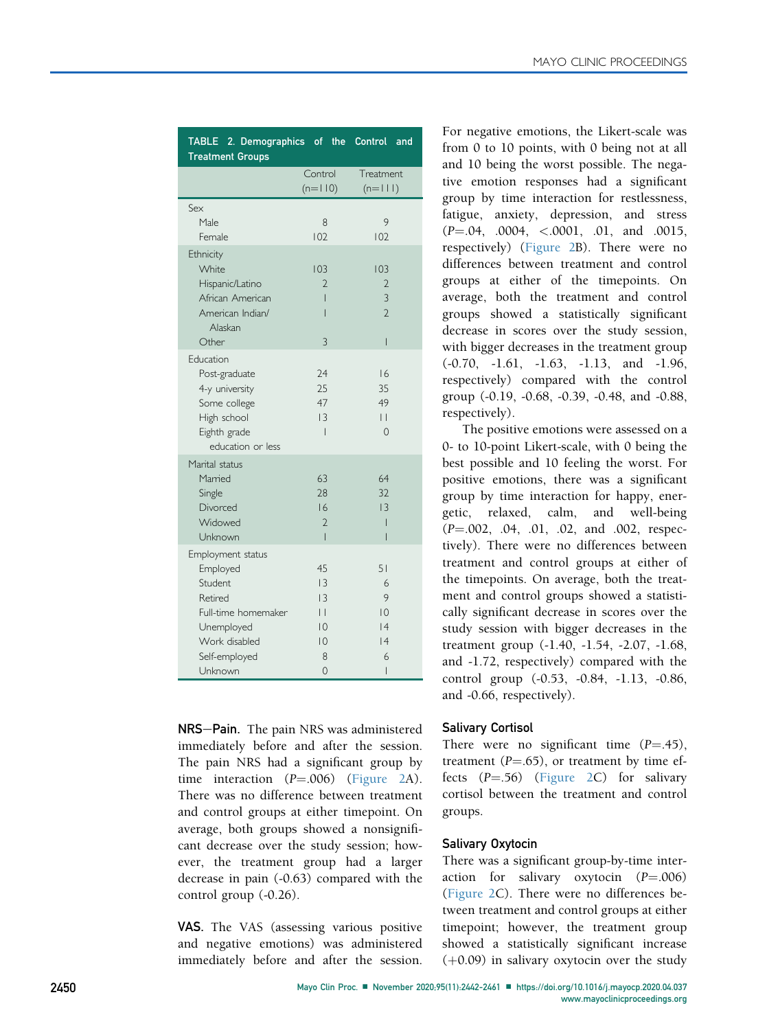**TABLE 2. Demographics of the Control and Treatment Groups**

| | Control (n=110) | Treatment (n=111) |
|---|---|---|
| Sex | | |
| Male | 8 | 9 |
| Female | 102 | 102 |
| Ethnicity | | |
| White | 103 | 103 |
| Hispanic/Latino | 2 | 2 |
| African American | 1 | 3 |
| American Indian/ Alaskan | 1 | 2 |
| Other | 3 | 1 |
| Education | | |
| Post-graduate | 24 | 16 |
| 4-y university | 25 | 35 |
| Some college | 47 | 49 |
| High school | 13 | 11 |
| Eighth grade education or less | 1 | 0 |
| Marital status | | |
| Married | 63 | 64 |
| Single | 28 | 32 |
| Divorced | 16 | 13 |
| Widowed | 2 | 1 |
| Unknown | 1 | 1 |
| Employment status | | |
| Employed | 45 | 51 |
| Student | 13 | 6 |
| Retired | 13 | 9 |
| Full-time homemaker | 11 | 10 |
| Unemployed | 10 | 14 |
| Work disabled | 10 | 14 |
| Self-employed | 8 | 6 |
| Unknown | 0 | 1 |

**NRS—Pain.** The pain NRS was administered immediately before and after the session. The pain NRS had a significant group by time interaction ($P$=.006) (Figure 2A). There was no difference between treatment and control groups at either timepoint. On average, both groups showed a nonsignificant decrease over the study session; however, the treatment group had a larger decrease in pain (-0.63) compared with the control group (-0.26).

**VAS.** The VAS (assessing various positive and negative emotions) was administered immediately before and after the session. For negative emotions, the Likert-scale was from 0 to 10 points, with 0 being not at all and 10 being the worst possible. The negative emotion responses had a significant group by time interaction for restlessness, fatigue, anxiety, depression, and stress ($P$=.04, .0004, <.0001, .01, and .0015, respectively) (Figure 2B). There were no differences between treatment and control groups at either of the timepoints. On average, both the treatment and control groups showed a statistically significant decrease in scores over the study session, with bigger decreases in the treatment group (-0.70, -1.61, -1.63, -1.13, and -1.96, respectively) compared with the control group (-0.19, -0.68, -0.39, -0.48, and -0.88, respectively).

The positive emotions were assessed on a 0- to 10-point Likert-scale, with 0 being the best possible and 10 feeling the worst. For positive emotions, there was a significant group by time interaction for happy, energetic, relaxed, calm, and well-being ($P$=.002, .04, .01, .02, and .002, respectively). There were no differences between treatment and control groups at either of the timepoints. On average, both the treatment and control groups showed a statistically significant decrease in scores over the study session with bigger decreases in the treatment group (-1.40, -1.54, -2.07, -1.68, and -1.72, respectively) compared with the control group (-0.53, -0.84, -1.13, -0.86, and -0.66, respectively).

### Salivary Cortisol

There were no significant time ($P$=.45), treatment ($P$=.65), or treatment by time effects ($P$=.56) (Figure 2C) for salivary cortisol between the treatment and control groups.

### Salivary Oxytocin

There was a significant group-by-time interaction for salivary oxytocin ($P$=.006) (Figure 2C). There were no differences between treatment and control groups at either timepoint; however, the treatment group showed a statistically significant increase (+0.09) in salivary oxytocin over the study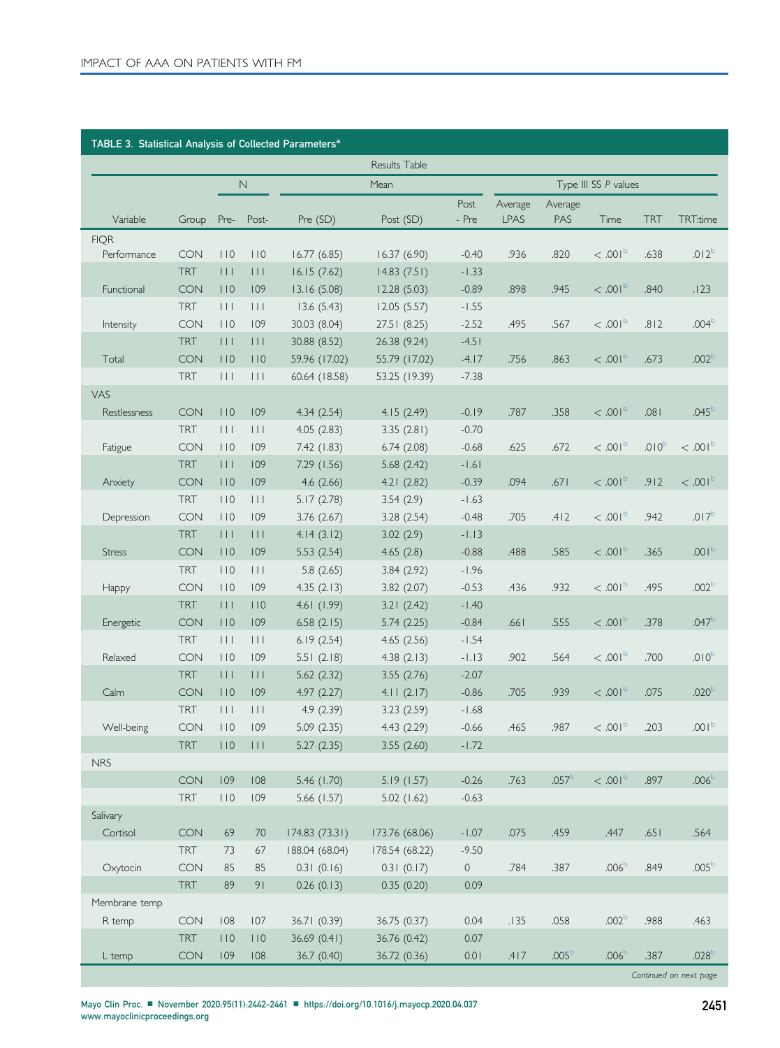TABLE 3. Statistical Analysis of Collected Parameters[a]

| Results Table | | | | | | | | | | | |
|---|---|---|---|---|---|---|---|---|---|---|---|
| | | N | | Mean | | | Type III SS *P* values | | | | |
| Variable | Group | Pre- | Post- | Pre (SD) | Post (SD) | Post - Pre | Average LPAS | Average PAS | Time | TRT | TRT:time |
| FIQR | | | | | | | | | | | |
| Performance | CON | 110 | 110 | 16.77 (6.85) | 16.37 (6.90) | -0.40 | .936 | .820 | < .001[b] | .638 | .012[b] |
| | TRT | 111 | 111 | 16.15 (7.62) | 14.83 (7.51) | -1.33 | | | | | |
| Functional | CON | 110 | 109 | 13.16 (5.08) | 12.28 (5.03) | -0.89 | .898 | .945 | < .001[b] | .840 | .123 |
| | TRT | 111 | 111 | 13.6 (5.43) | 12.05 (5.57) | -1.55 | | | | | |
| Intensity | CON | 110 | 109 | 30.03 (8.04) | 27.51 (8.25) | -2.52 | .495 | .567 | < .001[b] | .812 | .004[b] |
| | TRT | 111 | 111 | 30.88 (8.52) | 26.38 (9.24) | -4.51 | | | | | |
| Total | CON | 110 | 110 | 59.96 (17.02) | 55.79 (17.02) | -4.17 | .756 | .863 | < .001[b] | .673 | .002[b] |
| | TRT | 111 | 111 | 60.64 (18.58) | 53.25 (19.39) | -7.38 | | | | | |
| VAS | | | | | | | | | | | |
| Restlessness | CON | 110 | 109 | 4.34 (2.54) | 4.15 (2.49) | -0.19 | .787 | .358 | < .001[b] | .081 | .045[b] |
| | TRT | 111 | 111 | 4.05 (2.83) | 3.35 (2.81) | -0.70 | | | | | |
| Fatigue | CON | 110 | 109 | 7.42 (1.83) | 6.74 (2.08) | -0.68 | .625 | .672 | < .001[b] | .010[b] | < .001[b] |
| | TRT | 111 | 109 | 7.29 (1.56) | 5.68 (2.42) | -1.61 | | | | | |
| Anxiety | CON | 110 | 109 | 4.6 (2.66) | 4.21 (2.82) | -0.39 | .094 | .671 | < .001[b] | .912 | < .001[b] |
| | TRT | 110 | 111 | 5.17 (2.78) | 3.54 (2.9) | -1.63 | | | | | |
| Depression | CON | 110 | 109 | 3.76 (2.67) | 3.28 (2.54) | -0.48 | .705 | .412 | < .001[b] | .942 | .017[b] |
| | TRT | 111 | 111 | 4.14 (3.12) | 3.02 (2.9) | -1.13 | | | | | |
| Stress | CON | 110 | 109 | 5.53 (2.54) | 4.65 (2.8) | -0.88 | .488 | .585 | < .001[b] | .365 | .001[b] |
| | TRT | 110 | 111 | 5.8 (2.65) | 3.84 (2.92) | -1.96 | | | | | |
| Happy | CON | 110 | 109 | 4.35 (2.13) | 3.82 (2.07) | -0.53 | .436 | .932 | < .001[b] | .495 | .002[b] |
| | TRT | 111 | 110 | 4.61 (1.99) | 3.21 (2.42) | -1.40 | | | | | |
| Energetic | CON | 110 | 109 | 6.58 (2.15) | 5.74 (2.25) | -0.84 | .661 | .555 | < .001[b] | .378 | .047[b] |
| | TRT | 111 | 111 | 6.19 (2.54) | 4.65 (2.56) | -1.54 | | | | | |
| Relaxed | CON | 110 | 109 | 5.51 (2.18) | 4.38 (2.13) | -1.13 | .902 | .564 | < .001[b] | .700 | .010[b] |
| | TRT | 111 | 111 | 5.62 (2.32) | 3.55 (2.76) | -2.07 | | | | | |
| Calm | CON | 110 | 109 | 4.97 (2.27) | 4.11 (2.17) | -0.86 | .705 | .939 | < .001[b] | .075 | .020[b] |
| | TRT | 111 | 111 | 4.9 (2.39) | 3.23 (2.59) | -1.68 | | | | | |
| Well-being | CON | 110 | 109 | 5.09 (2.35) | 4.43 (2.29) | -0.66 | .465 | .987 | < .001[b] | .203 | .001[b] |
| | TRT | 110 | 111 | 5.27 (2.35) | 3.55 (2.60) | -1.72 | | | | | |
| NRS | | | | | | | | | | | |
| | CON | 109 | 108 | 5.46 (1.70) | 5.19 (1.57) | -0.26 | .763 | .057[b] | < .001[b] | .897 | .006[b] |
| | TRT | 110 | 109 | 5.66 (1.57) | 5.02 (1.62) | -0.63 | | | | | |
| Salivary | | | | | | | | | | | |
| Cortisol | CON | 69 | 70 | 174.83 (73.31) | 173.76 (68.06) | -1.07 | .075 | .459 | .447 | .651 | .564 |
| | TRT | 73 | 67 | 188.04 (68.04) | 178.54 (68.22) | -9.50 | | | | | |
| Oxytocin | CON | 85 | 85 | 0.31 (0.16) | 0.31 (0.17) | 0 | .784 | .387 | .006[b] | .849 | .005[b] |
| | TRT | 89 | 91 | 0.26 (0.13) | 0.35 (0.20) | 0.09 | | | | | |
| Membrane temp | | | | | | | | | | | |
| R temp | CON | 108 | 107 | 36.71 (0.39) | 36.75 (0.37) | 0.04 | .135 | .058 | .002[b] | .988 | .463 |
| | TRT | 110 | 110 | 36.69 (0.41) | 36.76 (0.42) | 0.07 | | | | | |
| L temp | CON | 109 | 108 | 36.7 (0.40) | 36.72 (0.36) | 0.01 | .417 | .005[b] | .006[b] | .387 | .028[b] |

*Continued on next page*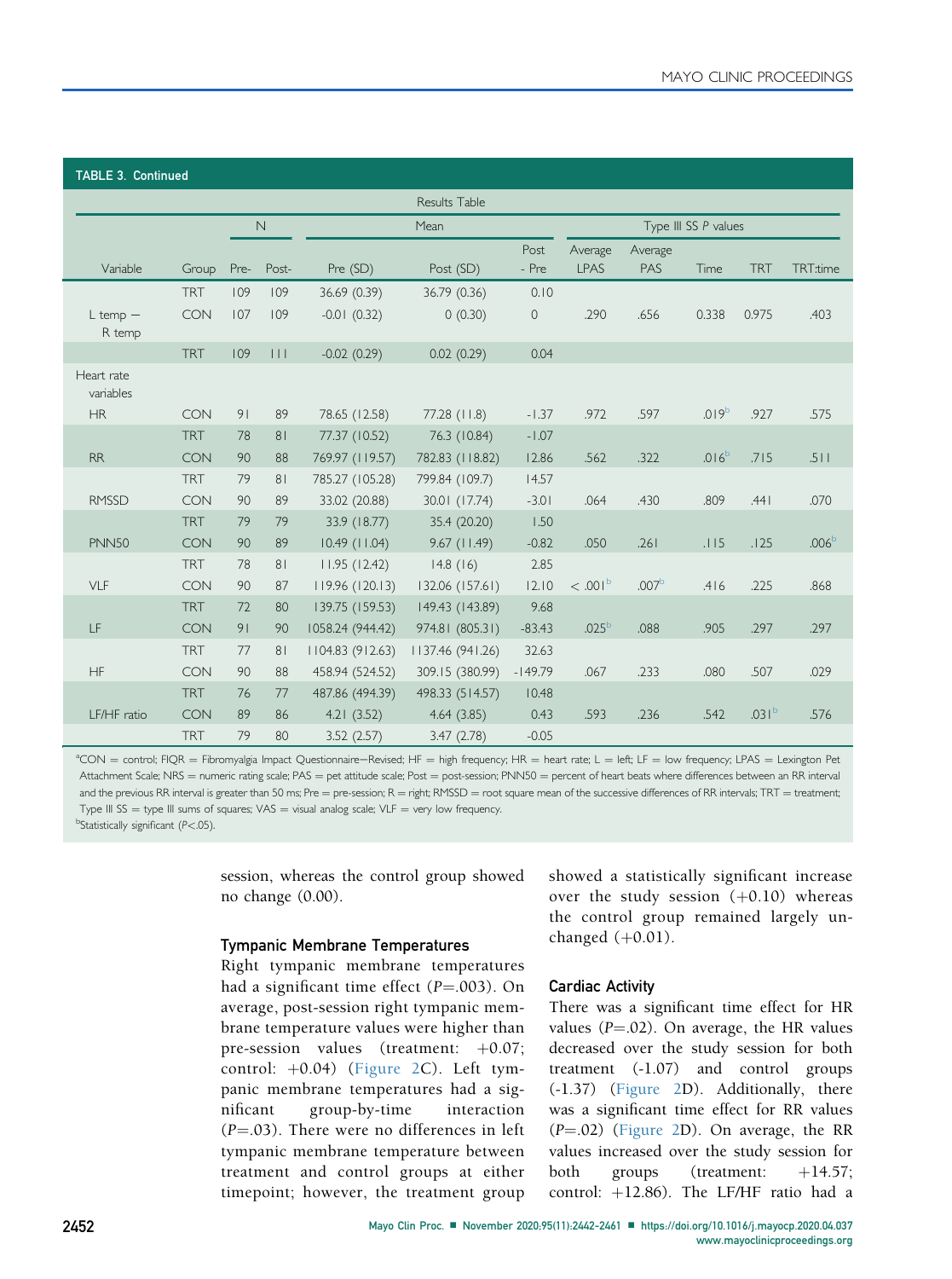**TABLE 3. Continued**

| Results Table | | | | | | | | | | | |
|---|---|---|---|---|---|---|---|---|---|---|---|
| | | N | | Mean | | | Type III SS *P* values | | | | |
| Variable | Group | Pre- | Post- | Pre (SD) | Post (SD) | Post - Pre | Average LPAS | Average PAS | Time | TRT | TRT:time |
| | TRT | 109 | 109 | 36.69 (0.39) | 36.79 (0.36) | 0.10 | | | | | |
| L temp − R temp | CON | 107 | 109 | -0.01 (0.32) | 0 (0.30) | 0 | .290 | .656 | 0.338 | 0.975 | .403 |
| | TRT | 109 | 111 | -0.02 (0.29) | 0.02 (0.29) | 0.04 | | | | | |
| Heart rate variables | | | | | | | | | | | |
| HR | CON | 91 | 89 | 78.65 (12.58) | 77.28 (11.8) | -1.37 | .972 | .597 | .019[b] | .927 | .575 |
| | TRT | 78 | 81 | 77.37 (10.52) | 76.3 (10.84) | -1.07 | | | | | |
| RR | CON | 90 | 88 | 769.97 (119.57) | 782.83 (118.82) | 12.86 | .562 | .322 | .016[b] | .715 | .511 |
| | TRT | 79 | 81 | 785.27 (105.28) | 799.84 (109.7) | 14.57 | | | | | |
| RMSSD | CON | 90 | 89 | 33.02 (20.88) | 30.01 (17.74) | -3.01 | .064 | .430 | .809 | .441 | .070 |
| | TRT | 79 | 79 | 33.9 (18.77) | 35.4 (20.20) | 1.50 | | | | | |
| PNN50 | CON | 90 | 89 | 10.49 (11.04) | 9.67 (11.49) | -0.82 | .050 | .261 | .115 | .125 | .006[b] |
| | TRT | 78 | 81 | 11.95 (12.42) | 14.8 (16) | 2.85 | | | | | |
| VLF | CON | 90 | 87 | 119.96 (120.13) | 132.06 (157.61) | 12.10 | < .001[b] | .007[b] | .416 | .225 | .868 |
| | TRT | 72 | 80 | 139.75 (159.53) | 149.43 (143.89) | 9.68 | | | | | |
| LF | CON | 91 | 90 | 1058.24 (944.42) | 974.81 (805.31) | -83.43 | .025[b] | .088 | .905 | .297 | .297 |
| | TRT | 77 | 81 | 1104.83 (912.63) | 1137.46 (941.26) | 32.63 | | | | | |
| HF | CON | 90 | 88 | 458.94 (524.52) | 309.15 (380.99) | -149.79 | .067 | .233 | .080 | .507 | .029 |
| | TRT | 76 | 77 | 487.86 (494.39) | 498.33 (514.57) | 10.48 | | | | | |
| LF/HF ratio | CON | 89 | 86 | 4.21 (3.52) | 4.64 (3.85) | 0.43 | .593 | .236 | .542 | .031[b] | .576 |
| | TRT | 79 | 80 | 3.52 (2.57) | 3.47 (2.78) | -0.05 | | | | | |

[a]CON = control; FIQR = Fibromyalgia Impact Questionnaire−Revised; HF = high frequency; HR = heart rate; L = left; LF = low frequency; LPAS = Lexington Pet Attachment Scale; NRS = numeric rating scale; PAS = pet attitude scale; Post = post-session; PNN50 = percent of heart beats where differences between an RR interval and the previous RR interval is greater than 50 ms; Pre = pre-session; R = right; RMSSD = root square mean of the successive differences of RR intervals; TRT = treatment; Type III SS = type III sums of squares; VAS = visual analog scale; VLF = very low frequency.
[b]Statistically significant ($P<.05$).

session, whereas the control group showed no change (0.00).

### Tympanic Membrane Temperatures

Right tympanic membrane temperatures had a significant time effect ($P=.003$). On average, post-session right tympanic membrane temperature values were higher than pre-session values (treatment: +0.07; control: +0.04) (Figure 2C). Left tympanic membrane temperatures had a significant group-by-time interaction ($P=.03$). There were no differences in left tympanic membrane temperature between treatment and control groups at either timepoint; however, the treatment group showed a statistically significant increase over the study session (+0.10) whereas the control group remained largely unchanged (+0.01).

### Cardiac Activity

There was a significant time effect for HR values ($P=.02$). On average, the HR values decreased over the study session for both treatment (-1.07) and control groups (-1.37) (Figure 2D). Additionally, there was a significant time effect for RR values ($P=.02$) (Figure 2D). On average, the RR values increased over the study session for both groups (treatment: +14.57; control: +12.86). The LF/HF ratio had a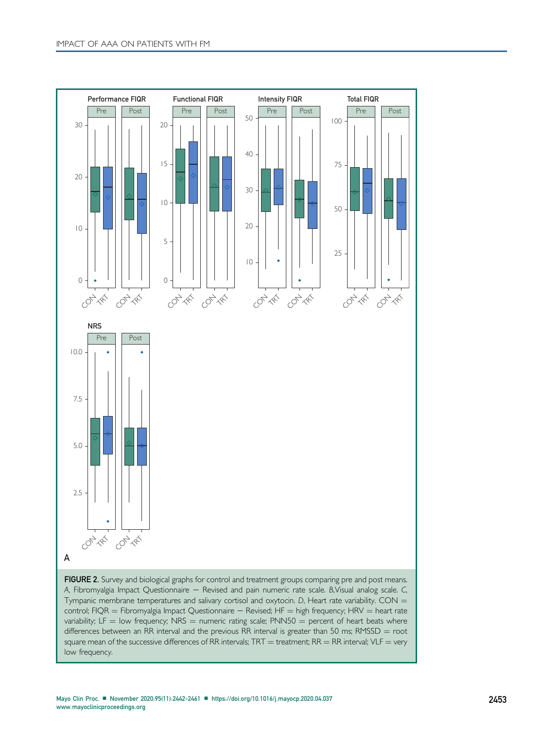**FIGURE 2.** Survey and biological graphs for control and treatment groups comparing pre and post means. *A*, Fibromyalgia Impact Questionnaire − Revised and pain numeric rate scale. *B*,Visual analog scale. *C*, Tympanic membrane temperatures and salivary cortisol and oxytocin. *D*, Heart rate variability. CON = control; FIQR = Fibromyalgia Impact Questionnaire − Revised; HF = high frequency; HRV = heart rate variability; LF = low frequency; NRS = numeric rating scale; PNN50 = percent of heart beats where differences between an RR interval and the previous RR interval is greater than 50 ms; RMSSD = root square mean of the successive differences of RR intervals; TRT = treatment; RR = RR interval; VLF = very low frequency.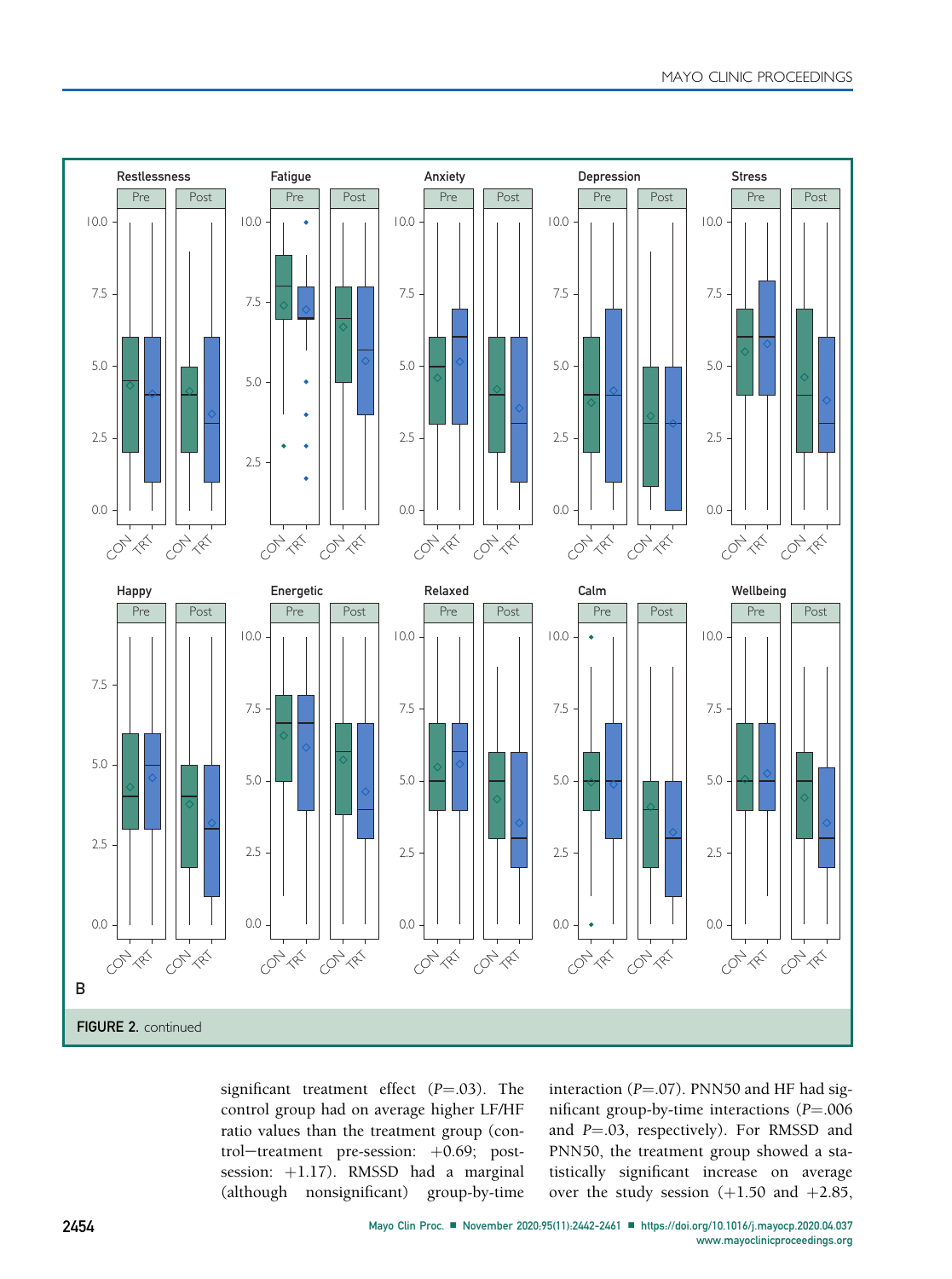B

FIGURE 2. continued

significant treatment effect ($P$=.03). The control group had on average higher LF/HF ratio values than the treatment group (control−treatment pre-session: +0.69; post-session: +1.17). RMSSD had a marginal (although nonsignificant) group-by-time interaction ($P$=.07). PNN50 and HF had significant group-by-time interactions ($P$=.006 and $P$=.03, respectively). For RMSSD and PNN50, the treatment group showed a statistically significant increase on average over the study session (+1.50 and +2.85,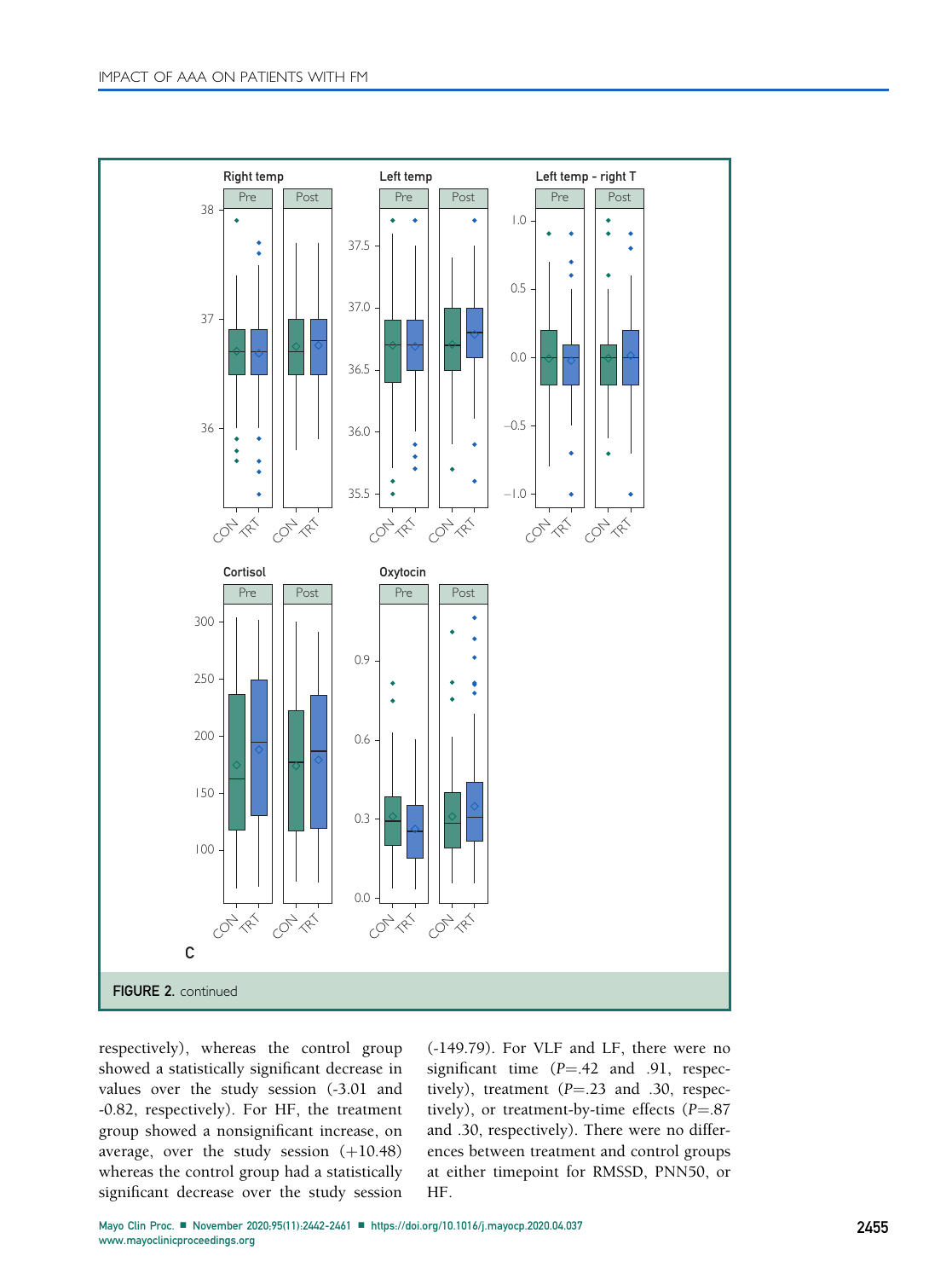FIGURE 2. continued

respectively), whereas the control group showed a statistically significant decrease in values over the study session (-3.01 and -0.82, respectively). For HF, the treatment group showed a nonsignificant increase, on average, over the study session (+10.48) whereas the control group had a statistically significant decrease over the study session (-149.79). For VLF and LF, there were no significant time ($P$=.42 and .91, respectively), treatment ($P$=.23 and .30, respectively), or treatment-by-time effects ($P$=.87 and .30, respectively). There were no differences between treatment and control groups at either timepoint for RMSSD, PNN50, or HF.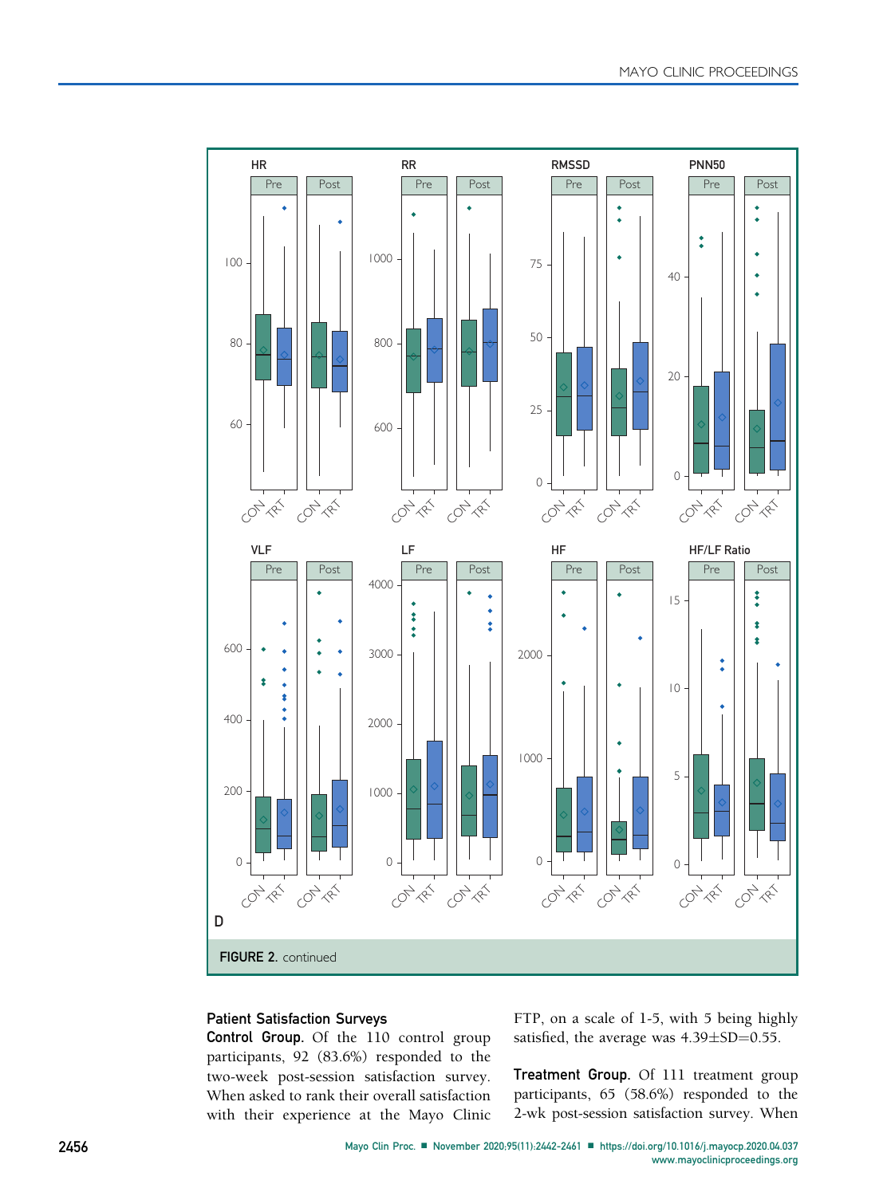FIGURE 2. continued

### Patient Satisfaction Surveys

**Control Group.** Of the 110 control group participants, 92 (83.6%) responded to the two-week post-session satisfaction survey. When asked to rank their overall satisfaction with their experience at the Mayo Clinic FTP, on a scale of 1-5, with 5 being highly satisfied, the average was 4.39±SD=0.55.

**Treatment Group.** Of 111 treatment group participants, 65 (58.6%) responded to the 2-wk post-session satisfaction survey. When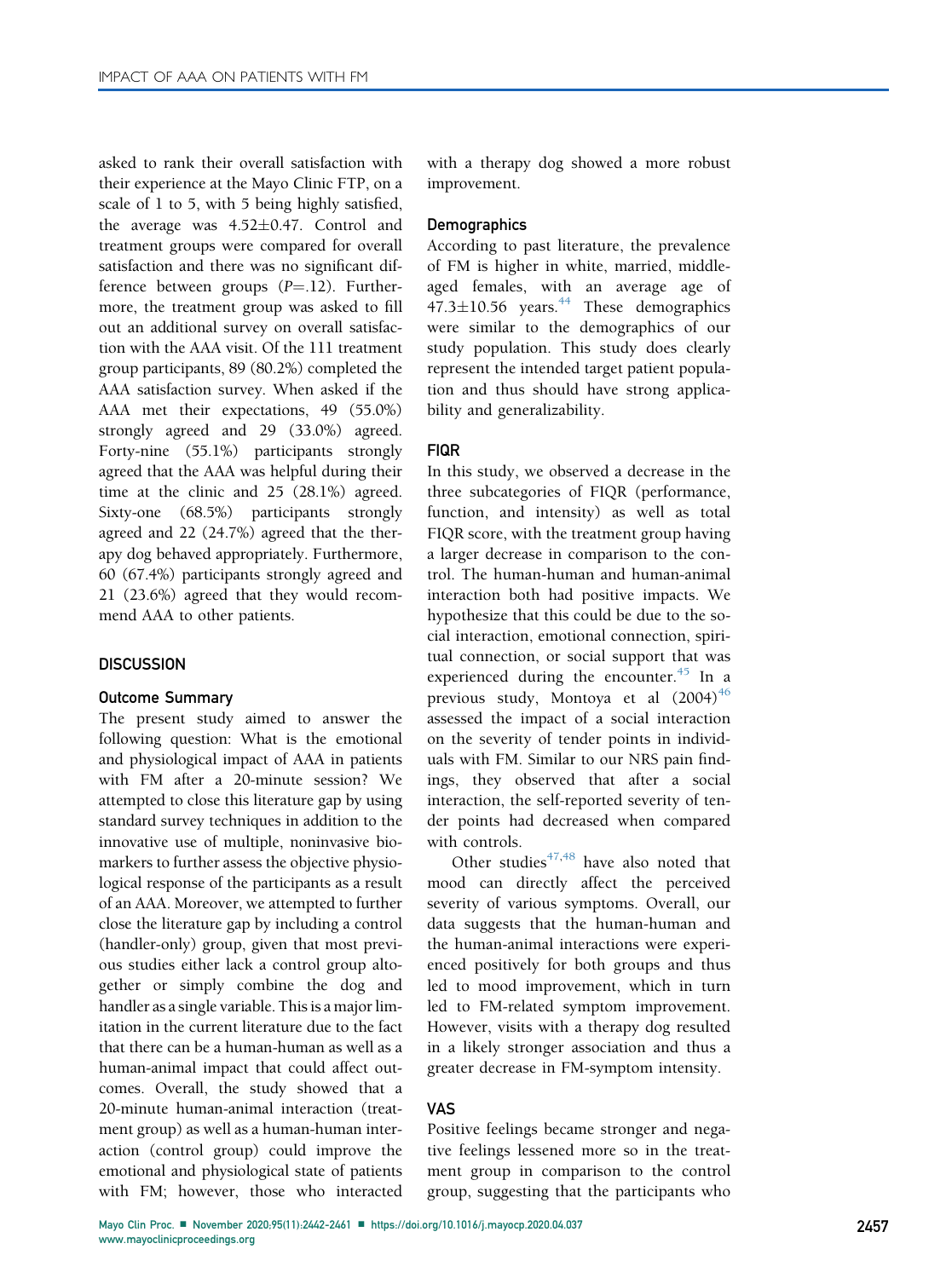asked to rank their overall satisfaction with their experience at the Mayo Clinic FTP, on a scale of 1 to 5, with 5 being highly satisfied, the average was 4.52±0.47. Control and treatment groups were compared for overall satisfaction and there was no significant difference between groups ($P$=.12). Furthermore, the treatment group was asked to fill out an additional survey on overall satisfaction with the AAA visit. Of the 111 treatment group participants, 89 (80.2%) completed the AAA satisfaction survey. When asked if the AAA met their expectations, 49 (55.0%) strongly agreed and 29 (33.0%) agreed. Forty-nine (55.1%) participants strongly agreed that the AAA was helpful during their time at the clinic and 25 (28.1%) agreed. Sixty-one (68.5%) participants strongly agreed and 22 (24.7%) agreed that the therapy dog behaved appropriately. Furthermore, 60 (67.4%) participants strongly agreed and 21 (23.6%) agreed that they would recommend AAA to other patients.

## DISCUSSION

### Outcome Summary

The present study aimed to answer the following question: What is the emotional and physiological impact of AAA in patients with FM after a 20-minute session? We attempted to close this literature gap by using standard survey techniques in addition to the innovative use of multiple, noninvasive biomarkers to further assess the objective physiological response of the participants as a result of an AAA. Moreover, we attempted to further close the literature gap by including a control (handler-only) group, given that most previous studies either lack a control group altogether or simply combine the dog and handler as a single variable. This is a major limitation in the current literature due to the fact that there can be a human-human as well as a human-animal impact that could affect outcomes. Overall, the study showed that a 20-minute human-animal interaction (treatment group) as well as a human-human interaction (control group) could improve the emotional and physiological state of patients with FM; however, those who interacted with a therapy dog showed a more robust improvement.

### Demographics

According to past literature, the prevalence of FM is higher in white, married, middle-aged females, with an average age of 47.3±10.56 years.[44] These demographics were similar to the demographics of our study population. This study does clearly represent the intended target patient population and thus should have strong applicability and generalizability.

### FIQR

In this study, we observed a decrease in the three subcategories of FIQR (performance, function, and intensity) as well as total FIQR score, with the treatment group having a larger decrease in comparison to the control. The human-human and human-animal interaction both had positive impacts. We hypothesize that this could be due to the social interaction, emotional connection, spiritual connection, or social support that was experienced during the encounter.[45] In a previous study, Montoya et al (2004)[46] assessed the impact of a social interaction on the severity of tender points in individuals with FM. Similar to our NRS pain findings, they observed that after a social interaction, the self-reported severity of tender points had decreased when compared with controls.

Other studies[47,48] have also noted that mood can directly affect the perceived severity of various symptoms. Overall, our data suggests that the human-human and the human-animal interactions were experienced positively for both groups and thus led to mood improvement, which in turn led to FM-related symptom improvement. However, visits with a therapy dog resulted in a likely stronger association and thus a greater decrease in FM-symptom intensity.

### VAS

Positive feelings became stronger and negative feelings lessened more so in the treatment group in comparison to the control group, suggesting that the participants who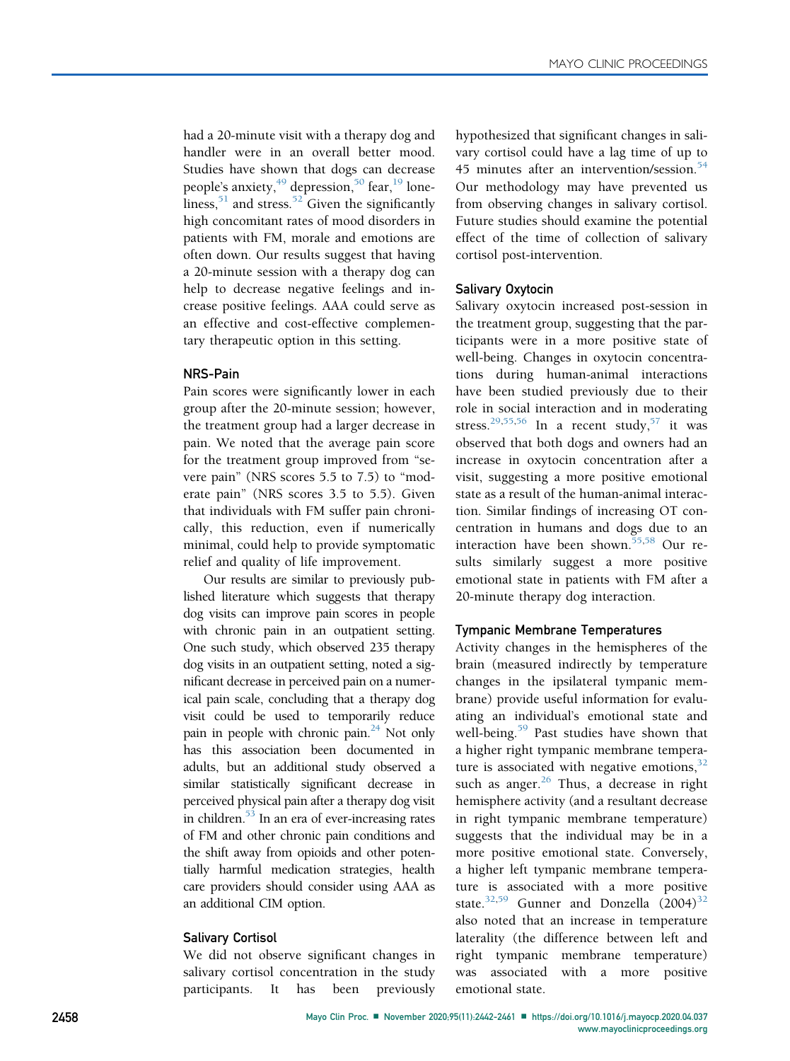had a 20-minute visit with a therapy dog and handler were in an overall better mood. Studies have shown that dogs can decrease people's anxiety,[49] depression,[50] fear,[19] loneliness,[51] and stress.[52] Given the significantly high concomitant rates of mood disorders in patients with FM, morale and emotions are often down. Our results suggest that having a 20-minute session with a therapy dog can help to decrease negative feelings and increase positive feelings. AAA could serve as an effective and cost-effective complementary therapeutic option in this setting.

### NRS-Pain

Pain scores were significantly lower in each group after the 20-minute session; however, the treatment group had a larger decrease in pain. We noted that the average pain score for the treatment group improved from "severe pain" (NRS scores 5.5 to 7.5) to "moderate pain" (NRS scores 3.5 to 5.5). Given that individuals with FM suffer pain chronically, this reduction, even if numerically minimal, could help to provide symptomatic relief and quality of life improvement.

Our results are similar to previously published literature which suggests that therapy dog visits can improve pain scores in people with chronic pain in an outpatient setting. One such study, which observed 235 therapy dog visits in an outpatient setting, noted a significant decrease in perceived pain on a numerical pain scale, concluding that a therapy dog visit could be used to temporarily reduce pain in people with chronic pain.[24] Not only has this association been documented in adults, but an additional study observed a similar statistically significant decrease in perceived physical pain after a therapy dog visit in children.[53] In an era of ever-increasing rates of FM and other chronic pain conditions and the shift away from opioids and other potentially harmful medication strategies, health care providers should consider using AAA as an additional CIM option.

### Salivary Cortisol

We did not observe significant changes in salivary cortisol concentration in the study participants. It has been previously hypothesized that significant changes in salivary cortisol could have a lag time of up to 45 minutes after an intervention/session.[54] Our methodology may have prevented us from observing changes in salivary cortisol. Future studies should examine the potential effect of the time of collection of salivary cortisol post-intervention.

### Salivary Oxytocin

Salivary oxytocin increased post-session in the treatment group, suggesting that the participants were in a more positive state of well-being. Changes in oxytocin concentrations during human-animal interactions have been studied previously due to their role in social interaction and in moderating stress.[29,55,56] In a recent study,[57] it was observed that both dogs and owners had an increase in oxytocin concentration after a visit, suggesting a more positive emotional state as a result of the human-animal interaction. Similar findings of increasing OT concentration in humans and dogs due to an interaction have been shown.[55,58] Our results similarly suggest a more positive emotional state in patients with FM after a 20-minute therapy dog interaction.

### Tympanic Membrane Temperatures

Activity changes in the hemispheres of the brain (measured indirectly by temperature changes in the ipsilateral tympanic membrane) provide useful information for evaluating an individual's emotional state and well-being.[59] Past studies have shown that a higher right tympanic membrane temperature is associated with negative emotions,[32] such as anger.[26] Thus, a decrease in right hemisphere activity (and a resultant decrease in right tympanic membrane temperature) suggests that the individual may be in a more positive emotional state. Conversely, a higher left tympanic membrane temperature is associated with a more positive state.[32,59] Gunner and Donzella (2004)[32] also noted that an increase in temperature laterality (the difference between left and right tympanic membrane temperature) was associated with a more positive emotional state.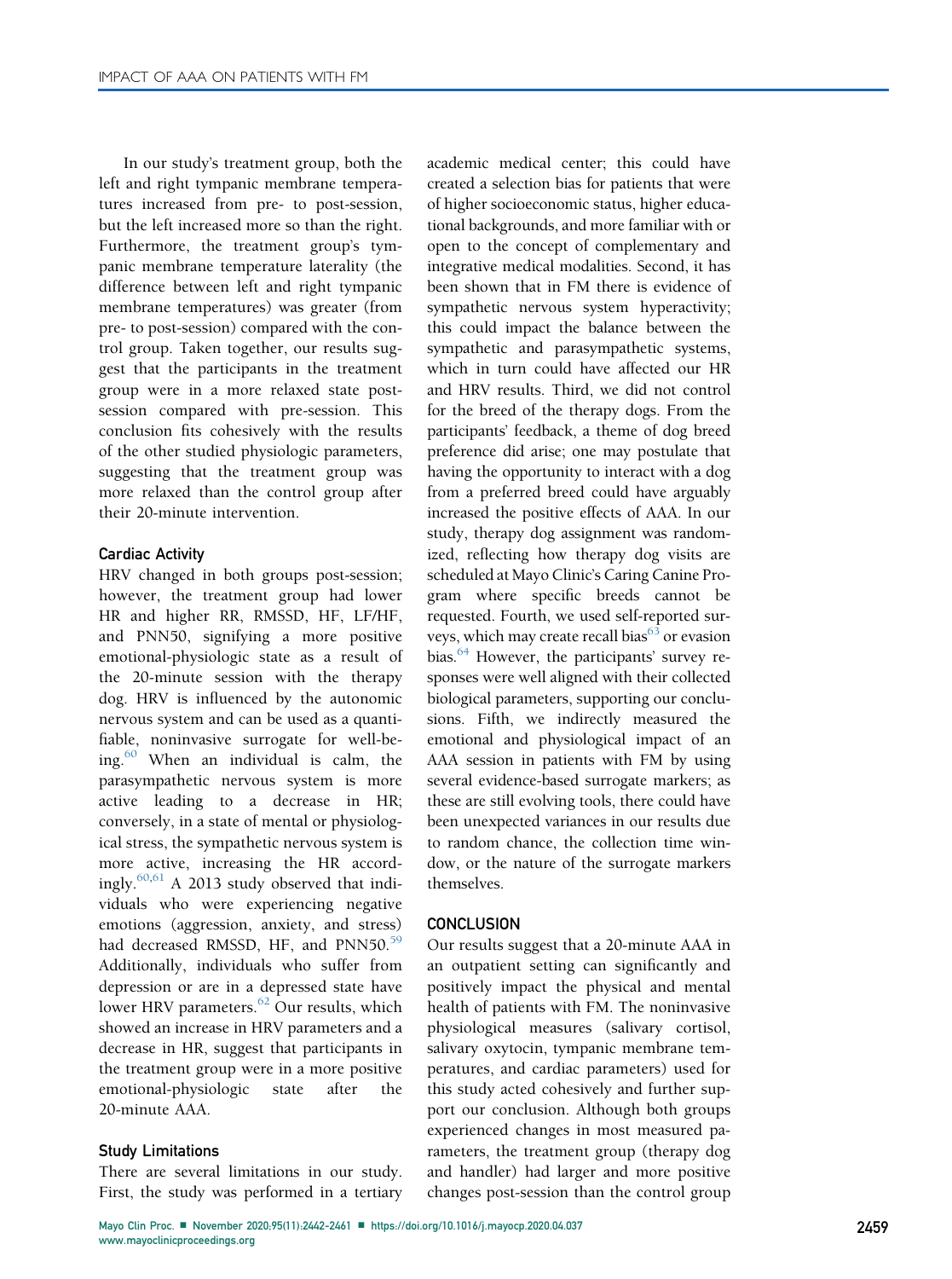In our study's treatment group, both the left and right tympanic membrane temperatures increased from pre- to post-session, but the left increased more so than the right. Furthermore, the treatment group's tympanic membrane temperature laterality (the difference between left and right tympanic membrane temperatures) was greater (from pre- to post-session) compared with the control group. Taken together, our results suggest that the participants in the treatment group were in a more relaxed state post-session compared with pre-session. This conclusion fits cohesively with the results of the other studied physiologic parameters, suggesting that the treatment group was more relaxed than the control group after their 20-minute intervention.

### Cardiac Activity

HRV changed in both groups post-session; however, the treatment group had lower HR and higher RR, RMSSD, HF, LF/HF, and PNN50, signifying a more positive emotional-physiologic state as a result of the 20-minute session with the therapy dog. HRV is influenced by the autonomic nervous system and can be used as a quantifiable, noninvasive surrogate for well-being.[60] When an individual is calm, the parasympathetic nervous system is more active leading to a decrease in HR; conversely, in a state of mental or physiological stress, the sympathetic nervous system is more active, increasing the HR accordingly.[60,61] A 2013 study observed that individuals who were experiencing negative emotions (aggression, anxiety, and stress) had decreased RMSSD, HF, and PNN50.[59] Additionally, individuals who suffer from depression or are in a depressed state have lower HRV parameters.[62] Our results, which showed an increase in HRV parameters and a decrease in HR, suggest that participants in the treatment group were in a more positive emotional-physiologic state after the 20-minute AAA.

### Study Limitations

There are several limitations in our study. First, the study was performed in a tertiary academic medical center; this could have created a selection bias for patients that were of higher socioeconomic status, higher educational backgrounds, and more familiar with or open to the concept of complementary and integrative medical modalities. Second, it has been shown that in FM there is evidence of sympathetic nervous system hyperactivity; this could impact the balance between the sympathetic and parasympathetic systems, which in turn could have affected our HR and HRV results. Third, we did not control for the breed of the therapy dogs. From the participants' feedback, a theme of dog breed preference did arise; one may postulate that having the opportunity to interact with a dog from a preferred breed could have arguably increased the positive effects of AAA. In our study, therapy dog assignment was randomized, reflecting how therapy dog visits are scheduled at Mayo Clinic's Caring Canine Program where specific breeds cannot be requested. Fourth, we used self-reported surveys, which may create recall bias[63] or evasion bias.[64] However, the participants' survey responses were well aligned with their collected biological parameters, supporting our conclusions. Fifth, we indirectly measured the emotional and physiological impact of an AAA session in patients with FM by using several evidence-based surrogate markers; as these are still evolving tools, there could have been unexpected variances in our results due to random chance, the collection time window, or the nature of the surrogate markers themselves.

## CONCLUSION

Our results suggest that a 20-minute AAA in an outpatient setting can significantly and positively impact the physical and mental health of patients with FM. The noninvasive physiological measures (salivary cortisol, salivary oxytocin, tympanic membrane temperatures, and cardiac parameters) used for this study acted cohesively and further support our conclusion. Although both groups experienced changes in most measured parameters, the treatment group (therapy dog and handler) had larger and more positive changes post-session than the control group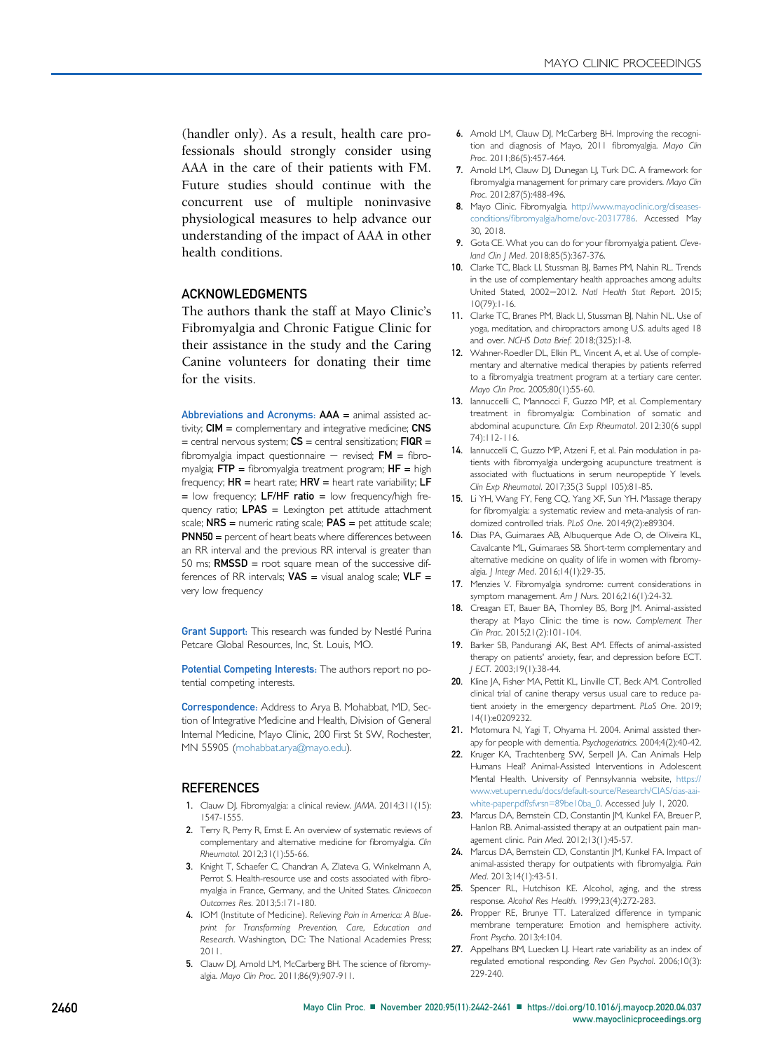(handler only). As a result, health care professionals should strongly consider using AAA in the care of their patients with FM. Future studies should continue with the concurrent use of multiple noninvasive physiological measures to help advance our understanding of the impact of AAA in other health conditions.

## ACKNOWLEDGMENTS

The authors thank the staff at Mayo Clinic's Fibromyalgia and Chronic Fatigue Clinic for their assistance in the study and the Caring Canine volunteers for donating their time for the visits.

**Abbreviations and Acronyms:** **AAA** = animal assisted activity; **CIM** = complementary and integrative medicine; **CNS** = central nervous system; **CS** = central sensitization; **FIQR** = fibromyalgia impact questionnaire − revised; **FM** = fibromyalgia; **FTP** = fibromyalgia treatment program; **HF** = high frequency; **HR** = heart rate; **HRV** = heart rate variability; **LF** = low frequency; **LF/HF ratio** = low frequency/high frequency ratio; **LPAS** = Lexington pet attitude attachment scale; **NRS** = numeric rating scale; **PAS** = pet attitude scale; **PNN50** = percent of heart beats where differences between an RR interval and the previous RR interval is greater than 50 ms; **RMSSD** = root square mean of the successive differences of RR intervals; **VAS** = visual analog scale; **VLF** = very low frequency

**Grant Support:** This research was funded by Nestlé Purina Petcare Global Resources, Inc, St. Louis, MO.

**Potential Competing Interests:** The authors report no potential competing interests.

**Correspondence:** Address to Arya B. Mohabbat, MD, Section of Integrative Medicine and Health, Division of General Internal Medicine, Mayo Clinic, 200 First St SW, Rochester, MN 55905 (mohabbat.arya@mayo.edu).

## REFERENCES

1. Clauw DJ. Fibromyalgia: a clinical review. *JAMA*. 2014;311(15): 1547-1555.
2. Terry R, Perry R, Ernst E. An overview of systematic reviews of complementary and alternative medicine for fibromyalgia. *Clin Rheumatol*. 2012;31(1):55-66.
3. Knight T, Schaefer C, Chandran A, Zlateva G, Winkelmann A, Perrot S. Health-resource use and costs associated with fibromyalgia in France, Germany, and the United States. *Clinicoecon Outcomes Res*. 2013;5:171-180.
4. IOM (Institute of Medicine). *Relieving Pain in America: A Blueprint for Transforming Prevention, Care, Education and Research*. Washington, DC: The National Academies Press; 2011.
5. Clauw DJ, Arnold LM, McCarberg BH. The science of fibromyalgia. *Mayo Clin Proc*. 2011;86(9):907-911.
6. Arnold LM, Clauw DJ, McCarberg BH. Improving the recognition and diagnosis of Mayo, 2011 fibromyalgia. *Mayo Clin Proc*. 2011;86(5):457-464.
7. Arnold LM, Clauw DJ, Dunegan LJ, Turk DC. A framework for fibromyalgia management for primary care providers. *Mayo Clin Proc*. 2012;87(5):488-496.
8. Mayo Clinic. Fibromyalgia. http://www.mayoclinic.org/diseases-conditions/fibromyalgia/home/ovc-20317786. Accessed May 30, 2018.
9. Gota CE. What you can do for your fibromyalgia patient. *Cleveland Clin J Med*. 2018;85(5):367-376.
10. Clarke TC, Black LI, Stussman BJ, Barnes PM, Nahin RL. Trends in the use of complementary health approaches among adults: United Stated, 2002−2012. *Natl Health Stat Report*. 2015;10(79):1-16.
11. Clarke TC, Branes PM, Black LI, Stussman BJ, Nahin NL. Use of yoga, meditation, and chiropractors among U.S. adults aged 18 and over. *NCHS Data Brief*. 2018;(325):1-8.
12. Wahner-Roedler DL, Elkin PL, Vincent A, et al. Use of complementary and alternative medical therapies by patients referred to a fibromyalgia treatment program at a tertiary care center. *Mayo Clin Proc*. 2005;80(1):55-60.
13. Iannuccelli C, Mannocci F, Guzzo MP, et al. Complementary treatment in fibromyalgia: Combination of somatic and abdominal acupuncture. *Clin Exp Rheumatol*. 2012;30(6 suppl 74):112-116.
14. Iannuccelli C, Guzzo MP, Atzeni F, et al. Pain modulation in patients with fibromyalgia undergoing acupuncture treatment is associated with fluctuations in serum neuropeptide Y levels. *Clin Exp Rheumatol*. 2017;35(3 Suppl 105):81-85.
15. Li YH, Wang FY, Feng CQ, Yang XF, Sun YH. Massage therapy for fibromyalgia: a systematic review and meta-analysis of randomized controlled trials. *PLoS One*. 2014;9(2):e89304.
16. Dias PA, Guimaraes AB, Albuquerque Ade O, de Oliveira KL, Cavalcante ML, Guimaraes SB. Short-term complementary and alternative medicine on quality of life in women with fibromyalgia. *J Integr Med*. 2016;14(1):29-35.
17. Menzies V. Fibromyalgia syndrome: current considerations in symptom management. *Am J Nurs*. 2016;216(1):24-32.
18. Creagan ET, Bauer BA, Thomley BS, Borg JM. Animal-assisted therapy at Mayo Clinic: the time is now. *Complement Ther Clin Prac*. 2015;21(2):101-104.
19. Barker SB, Pandurangi AK, Best AM. Effects of animal-assisted therapy on patients' anxiety, fear, and depression before ECT. *J ECT*. 2003;19(1):38-44.
20. Kline JA, Fisher MA, Pettit KL, Linville CT, Beck AM. Controlled clinical trial of canine therapy versus usual care to reduce patient anxiety in the emergency department. *PLoS One*. 2019;14(1):e0209232.
21. Motomura N, Yagi T, Ohyama H. 2004. Animal assisted therapy for people with dementia. *Psychogeriatrics*. 2004;4(2):40-42.
22. Kruger KA, Trachtenberg SW, Serpell JA. Can Animals Help Humans Heal? Animal-Assisted Interventions in Adolescent Mental Health. University of Pennsylvannia website, https://www.vet.upenn.edu/docs/default-source/Research/CIAS/cias-aai-white-paper.pdf?sfvrsn=89be10ba_0. Accessed July 1, 2020.
23. Marcus DA, Bernstein CD, Constantin JM, Kunkel FA, Breuer P, Hanlon RB. Animal-assisted therapy at an outpatient pain management clinic. *Pain Med*. 2012;13(1):45-57.
24. Marcus DA, Bernstein CD, Constantin JM, Kunkel FA. Impact of animal-assisted therapy for outpatients with fibromyalgia. *Pain Med*. 2013;14(1):43-51.
25. Spencer RL, Hutchison KE. Alcohol, aging, and the stress response. *Alcohol Res Health*. 1999;23(4):272-283.
26. Propper RE, Brunye TT. Lateralized difference in tympanic membrane temperature: Emotion and hemisphere activity. *Front Psycho*. 2013;4:104.
27. Appelhans BM, Luecken LJ. Heart rate variability as an index of regulated emotional responding. *Rev Gen Psychol*. 2006;10(3): 229-240.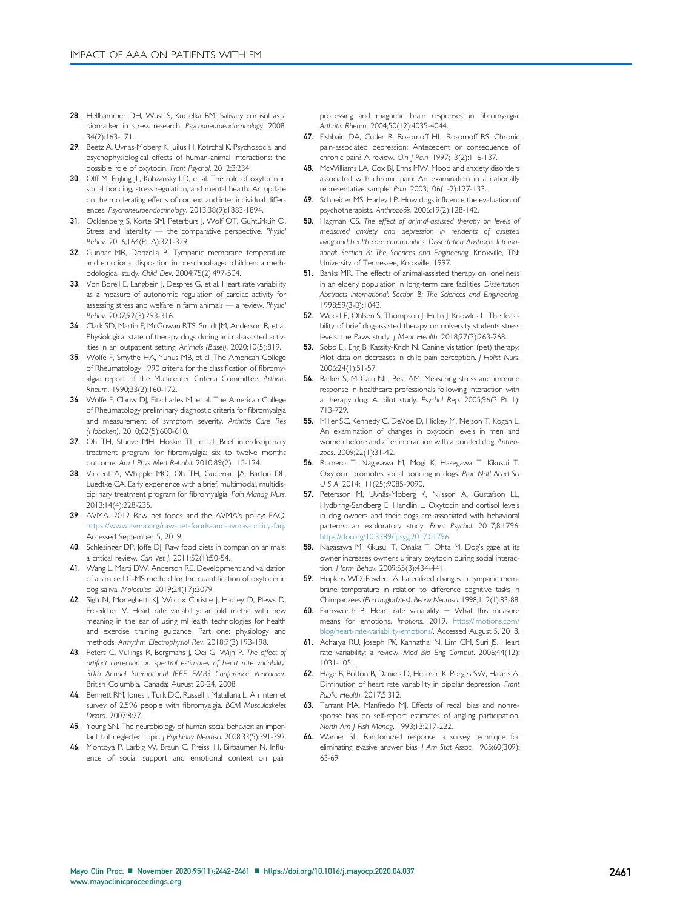28. Hellhammer DH, Wust S, Kudielka BM. Salivary cortisol as a biomarker in stress research. *Psychoneuroendocrinology*. 2008; 34(2):163-171.
29. Beetz A, Uvnas-Moberg K, Juilus H, Kotrchal K. Psychosocial and psychophysiological effects of human-animal interactions: the possible role of oxytocin. *Front Psychol*. 2012;3:234.
30. Olff M, Frijling JL, Kubzansky LD, et al. The role of oxytocin in social bonding, stress regulation, and mental health: An update on the moderating effects of context and inter individual differences. *Psychoneuroendocrinology*. 2013;38(9):1883-1894.
31. Ocklenberg S, Korte SM, Peterburs J, Wolf OT, Güntürkün O. Stress and laterality — the comparative perspective. *Physiol Behav*. 2016;164(Pt A):321-329.
32. Gunnar MR, Donzella B. Tympanic membrane temperature and emotional disposition in preschool-aged children: a methodological study. *Child Dev*. 2004;75(2):497-504.
33. Von Borell E, Langbein J, Despres G, et al. Heart rate variability as a measure of autonomic regulation of cardiac activity for assessing stress and welfare in farm animals — a review. *Physiol Behav*. 2007;92(3):293-316.
34. Clark SD, Martin F, McGowan RTS, Smidt JM, Anderson R, et al. Physiological state of therapy dogs during animal-assisted activities in an outpatient setting. *Animals (Basel)*. 2020;10(5):819.
35. Wolfe F, Smythe HA, Yunus MB, et al. The American College of Rheumatology 1990 criteria for the classification of fibromyalgia: report of the Multicenter Criteria Committee. *Arthritis Rheum*. 1990;33(2):160-172.
36. Wolfe F, Clauw DJ, Fitzcharles M, et al. The American College of Rheumatology preliminary diagnostic criteria for fibromyalgia and measurement of symptom severity. *Arthritis Care Res (Hoboken)*. 2010;62(5):600-610.
37. Oh TH, Stueve MH, Hoskin TL, et al. Brief interdisciplinary treatment program for fibromyalgia: six to twelve months outcome. *Am J Phys Med Rehabil*. 2010;89(2):115-124.
38. Vincent A, Whipple MO, Oh TH, Guderian JA, Barton DL, Luedtke CA. Early experience with a brief, multimodal, multidisciplinary treatment program for fibromyalgia. *Pain Manag Nurs*. 2013;14(4):228-235.
39. AVMA. 2012 Raw pet foods and the AVMA's policy: FAQ. https://www.avma.org/raw-pet-foods-and-avmas-policy-faq. Accessed September 5, 2019.
40. Schlesinger DP, Joffe DJ. Raw food diets in companion animals: a critical review. *Can Vet J*. 2011;52(1):50-54.
41. Wang L, Marti DW, Anderson RE. Development and validation of a simple LC-MS method for the quantification of oxytocin in dog saliva. *Molecules*. 2019;24(17):3079.
42. Sigh N, Moneghetti KJ, Wilcox Christle J, Hadley D, Plews D, Froeilcher V. Heart rate variability: an old metric with new meaning in the ear of using mHealth technologies for health and exercise training guidance. Part one: physiology and methods. *Arrhythm Electrophysiol Rev*. 2018;7(3):193-198.
43. Peters C, Vullings R, Bergmans J, Oei G, Wijn P. *The effect of artifact correction on spectral estimates of heart rate variability. 30th Annual International IEEE EMBS Conference Vancouver*. British Columbia, Canada; August 20-24, 2008.
44. Bennett RM, Jones J, Turk DC, Russell J, Matallana L. An Internet survey of 2,596 people with fibromyalgia. *BCM Musculoskelet Disord*. 2007;8:27.
45. Young SN. The neurobiology of human social behavior: an important but neglected topic. *J Psychiatry Neurosci*. 2008;33(5):391-392.
46. Montoya P, Larbig W, Braun C, Preissl H, Birbaumer N. Influence of social support and emotional context on pain processing and magnetic brain responses in fibromyalgia. *Arthritis Rheum*. 2004;50(12):4035-4044.
47. Fishbain DA, Cutler R, Rosomoff HL, Rosomoff RS. Chronic pain-associated depression: Antecedent or consequence of chronic pain? A review. *Clin J Pain*. 1997;13(2):116-137.
48. McWilliams LA, Cox BJ, Enns MW. Mood and anxiety disorders associated with chronic pain: An examination in a nationally representative sample. *Pain*. 2003;106(1-2):127-133.
49. Schneider MS, Harley LP. How dogs influence the evaluation of psychotherapists. *Anthrozoös*. 2006;19(2):128-142.
50. Hagman CS. *The effect of animal-assisted therapy on levels of measured anxiety and depression in residents of assisted living and health care communities. Dissertation Abstracts International: Section B: The Sciences and Engineering*. Knoxville, TN: University of Tennessee, Knoxville; 1997.
51. Banks MR. The effects of animal-assisted therapy on loneliness in an elderly population in long-term care facilities. *Dissertation Abstracts International: Section B: The Sciences and Engineering*. 1998;59(3-B):1043.
52. Wood E, Ohlsen S, Thompson J, Hulin J, Knowles L. The feasibility of brief dog-assisted therapy on university students stress levels: the Paws study. *J Ment Health*. 2018;27(3):263-268.
53. Sobo EJ, Eng B, Kassity-Krich N. Canine visitation (pet) therapy: Pilot data on decreases in child pain perception. *J Holist Nurs*. 2006;24(1):51-57.
54. Barker S, McCain NL, Best AM. Measuring stress and immune response in healthcare professionals following interaction with a therapy dog: A pilot study. *Psychol Rep*. 2005;96(3 Pt 1): 713-729.
55. Miller SC, Kennedy C, DeVoe D, Hickey M, Nelson T, Kogan L. An examination of changes in oxytocin levels in men and women before and after interaction with a bonded dog. *Anthrozoos*. 2009;22(1):31-42.
56. Romero T, Nagasawa M, Mogi K, Hasegawa T, Kikusui T. Oxytocin promotes social bonding in dogs. *Proc Natl Acad Sci U S A*. 2014;111(25):9085-9090.
57. Petersson M, Uvnäs-Moberg K, Nilsson A, Gustafson LL, Hydbring-Sandberg E, Handlin L. Oxytocin and cortisol levels in dog owners and their dogs are associated with behavioral patterns: an exploratory study. *Front Psychol*. 2017;8:1796. https://doi.org/10.3389/fpsyg.2017.01796.
58. Nagasawa M, Kikusui T, Onaka T, Ohta M. Dog's gaze at its owner increases owner's urinary oxytocin during social interaction. *Horm Behav*. 2009;55(3):434-441.
59. Hopkins WD, Fowler LA. Lateralized changes in tympanic membrane temperature in relation to difference cognitive tasks in Chimpanzees (*Pan troglodytes*). *Behav Neurosci*. 1998;112(1):83-88.
60. Farnsworth B. Heart rate variability — What this measure means for emotions. *Imotions*. 2019. https://imotions.com/blog/heart-rate-variability-emotions/. Accessed August 5, 2018.
61. Acharya RU, Joseph PK, Kannathal N, Lim CM, Suri JS. Heart rate variability: a review. *Med Bio Eng Comput*. 2006;44(12): 1031-1051.
62. Hage B, Britton B, Daniels D, Heilman K, Porges SW, Halaris A. Diminution of heart rate variability in bipolar depression. *Front Public Health*. 2017;5:312.
63. Tarrant MA, Manfredo MJ. Effects of recall bias and nonresponse bias on self-report estimates of angling participation. *North Am J Fish Manag*. 1993;13:217-222.
64. Warner SL. Randomized response: a survey technique for eliminating evasive answer bias. *J Am Stat Assoc*. 1965;60(309): 63-69.